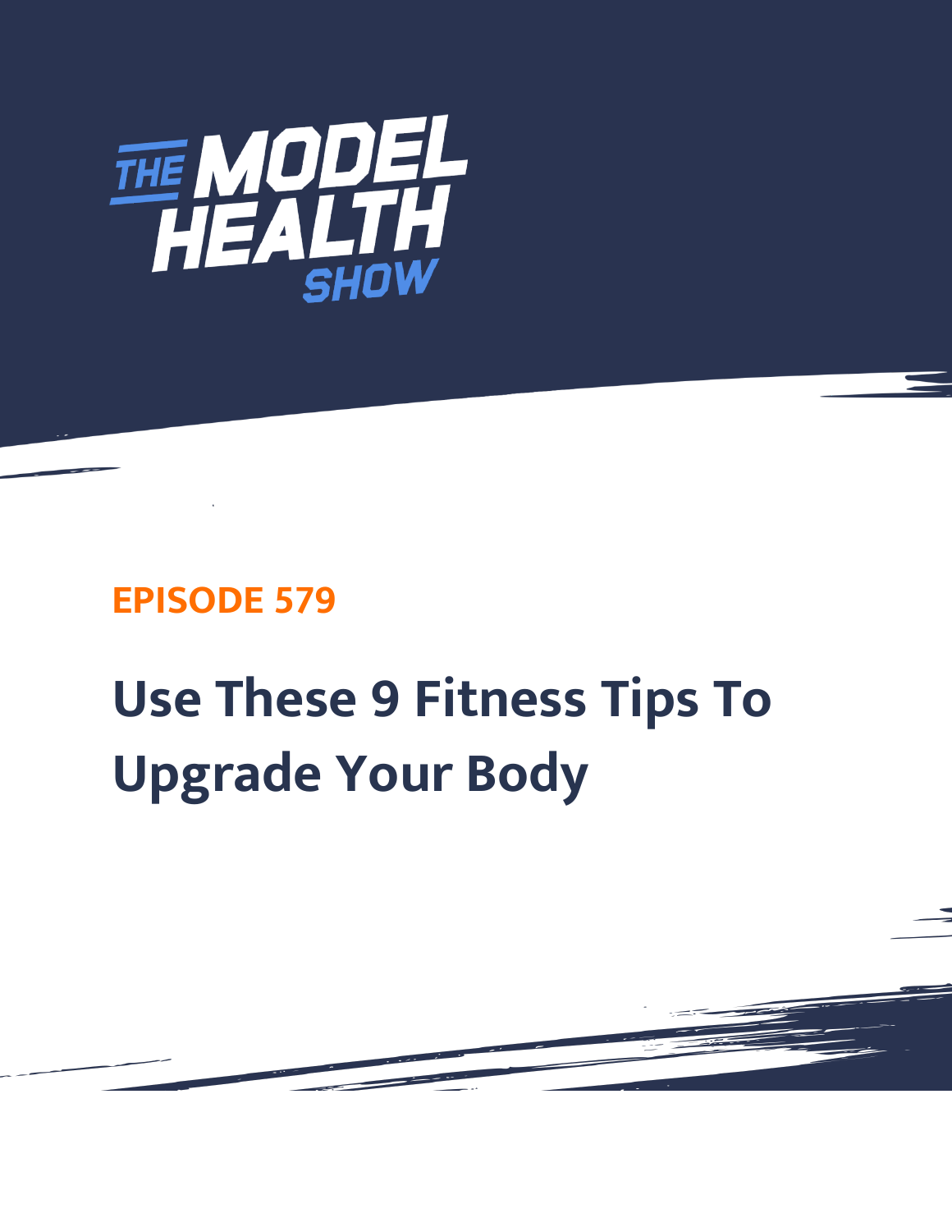# THE MODEL HEALTH SHOW

## EPISODE 579

# Use These 9 Fitness Tips To Upgrade Your Body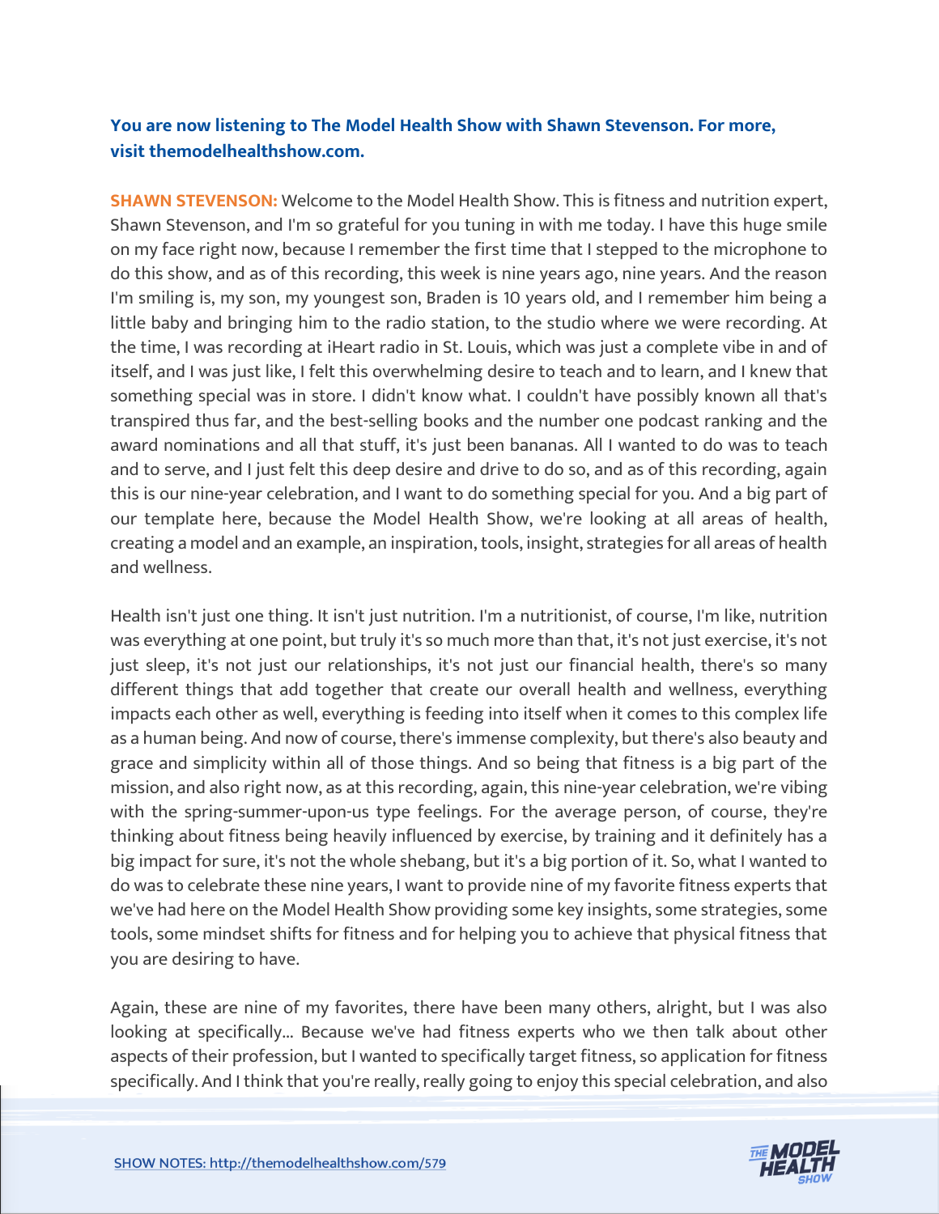**You are now listening to The Model Health Show with Shawn Stevenson. For more, visit themodelhealthshow.com.**

**SHAWN STEVENSON:** Welcome to the Model Health Show. This is fitness and nutrition expert, Shawn Stevenson, and I'm so grateful for you tuning in with me today. I have this huge smile on my face right now, because I remember the first time that I stepped to the microphone to do this show, and as of this recording, this week is nine years ago, nine years. And the reason I'm smiling is, my son, my youngest son, Braden is 10 years old, and I remember him being a little baby and bringing him to the radio station, to the studio where we were recording. At the time, I was recording at iHeart radio in St. Louis, which was just a complete vibe in and of itself, and I was just like, I felt this overwhelming desire to teach and to learn, and I knew that something special was in store. I didn't know what. I couldn't have possibly known all that's transpired thus far, and the best-selling books and the number one podcast ranking and the award nominations and all that stuff, it's just been bananas. All I wanted to do was to teach and to serve, and I just felt this deep desire and drive to do so, and as of this recording, again this is our nine-year celebration, and I want to do something special for you. And a big part of our template here, because the Model Health Show, we're looking at all areas of health, creating a model and an example, an inspiration, tools, insight, strategies for all areas of health and wellness.

Health isn't just one thing. It isn't just nutrition. I'm a nutritionist, of course, I'm like, nutrition was everything at one point, but truly it's so much more than that, it's not just exercise, it's not just sleep, it's not just our relationships, it's not just our financial health, there's so many different things that add together that create our overall health and wellness, everything impacts each other as well, everything is feeding into itself when it comes to this complex life as a human being. And now of course, there's immense complexity, but there's also beauty and grace and simplicity within all of those things. And so being that fitness is a big part of the mission, and also right now, as at this recording, again, this nine-year celebration, we're vibing with the spring-summer-upon-us type feelings. For the average person, of course, they're thinking about fitness being heavily influenced by exercise, by training and it definitely has a big impact for sure, it's not the whole shebang, but it's a big portion of it. So, what I wanted to do was to celebrate these nine years, I want to provide nine of my favorite fitness experts that we've had here on the Model Health Show providing some key insights, some strategies, some tools, some mindset shifts for fitness and for helping you to achieve that physical fitness that you are desiring to have.

Again, these are nine of my favorites, there have been many others, alright, but I was also looking at specifically... Because we've had fitness experts who we then talk about other aspects of their profession, but I wanted to specifically target fitness, so application for fitness specifically. And I think that you're really, really going to enjoy this special celebration, and also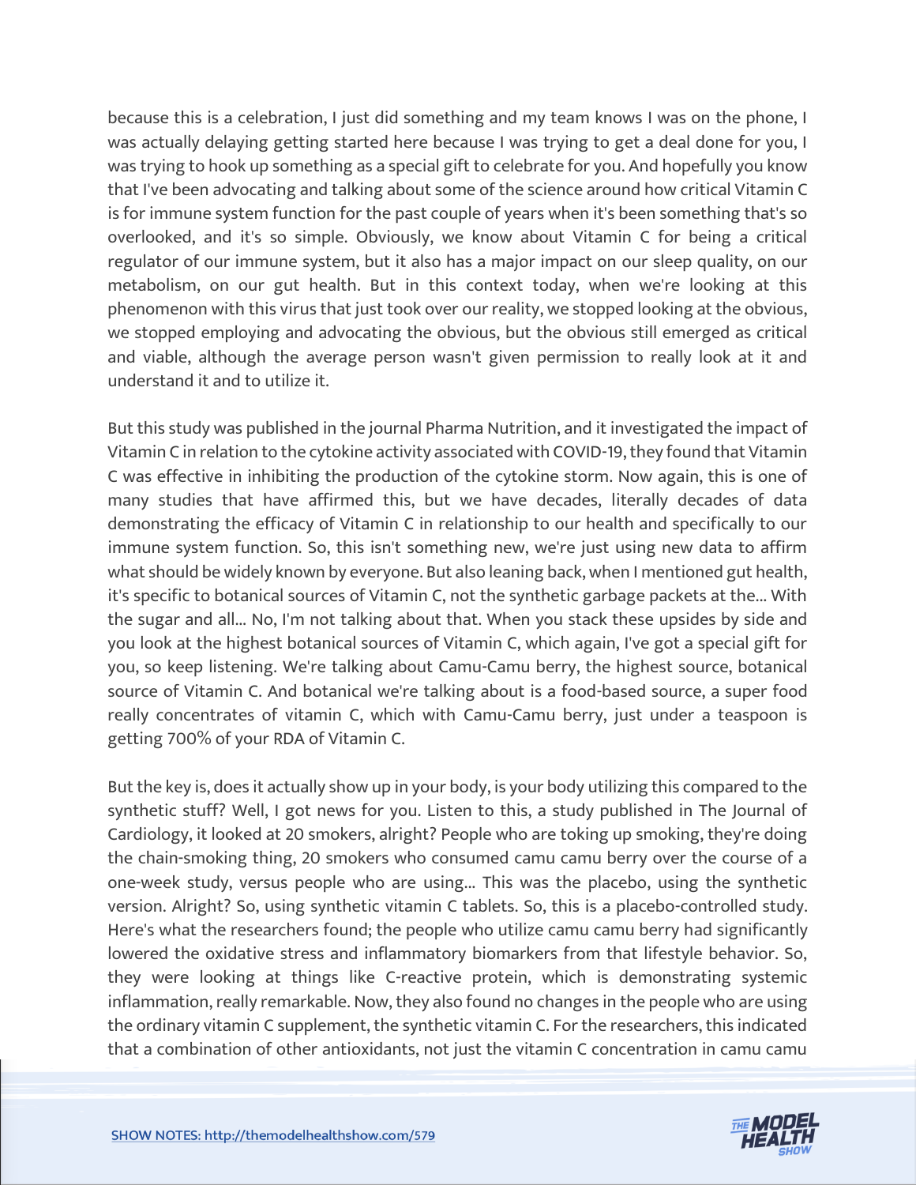because this is a celebration, I just did something and my team knows I was on the phone, I was actually delaying getting started here because I was trying to get a deal done for you, I was trying to hook up something as a special gift to celebrate for you. And hopefully you know that I've been advocating and talking about some of the science around how critical Vitamin C is for immune system function for the past couple of years when it's been something that's so overlooked, and it's so simple. Obviously, we know about Vitamin C for being a critical regulator of our immune system, but it also has a major impact on our sleep quality, on our metabolism, on our gut health. But in this context today, when we're looking at this phenomenon with this virus that just took over our reality, we stopped looking at the obvious, we stopped employing and advocating the obvious, but the obvious still emerged as critical and viable, although the average person wasn't given permission to really look at it and understand it and to utilize it.

But this study was published in the journal Pharma Nutrition, and it investigated the impact of Vitamin C in relation to the cytokine activity associated with COVID-19, they found that Vitamin C was effective in inhibiting the production of the cytokine storm. Now again, this is one of many studies that have affirmed this, but we have decades, literally decades of data demonstrating the efficacy of Vitamin C in relationship to our health and specifically to our immune system function. So, this isn't something new, we're just using new data to affirm what should be widely known by everyone. But also leaning back, when I mentioned gut health, it's specific to botanical sources of Vitamin C, not the synthetic garbage packets at the... With the sugar and all... No, I'm not talking about that. When you stack these upsides by side and you look at the highest botanical sources of Vitamin C, which again, I've got a special gift for you, so keep listening. We're talking about Camu-Camu berry, the highest source, botanical source of Vitamin C. And botanical we're talking about is a food-based source, a super food really concentrates of vitamin C, which with Camu-Camu berry, just under a teaspoon is getting 700% of your RDA of Vitamin C.

But the key is, does it actually show up in your body, is your body utilizing this compared to the synthetic stuff? Well, I got news for you. Listen to this, a study published in The Journal of Cardiology, it looked at 20 smokers, alright? People who are toking up smoking, they're doing the chain-smoking thing, 20 smokers who consumed camu camu berry over the course of a one-week study, versus people who are using... This was the placebo, using the synthetic version. Alright? So, using synthetic vitamin C tablets. So, this is a placebo-controlled study. Here's what the researchers found; the people who utilize camu camu berry had significantly lowered the oxidative stress and inflammatory biomarkers from that lifestyle behavior. So, they were looking at things like C-reactive protein, which is demonstrating systemic inflammation, really remarkable. Now, they also found no changes in the people who are using the ordinary vitamin C supplement, the synthetic vitamin C. For the researchers, this indicated that a combination of other antioxidants, not just the vitamin C concentration in camu camu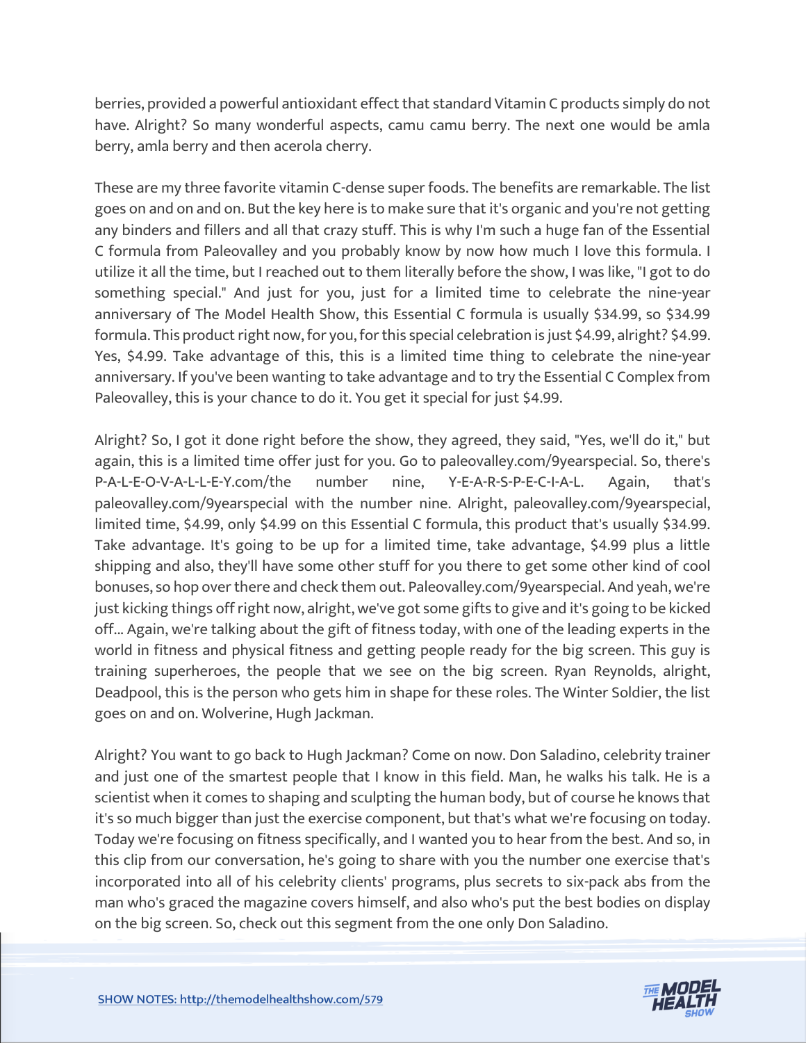berries, provided a powerful antioxidant effect that standard Vitamin C products simply do not have. Alright? So many wonderful aspects, camu camu berry. The next one would be amla berry, amla berry and then acerola cherry.

These are my three favorite vitamin C-dense super foods. The benefits are remarkable. The list goes on and on and on. But the key here is to make sure that it's organic and you're not getting any binders and fillers and all that crazy stuff. This is why I'm such a huge fan of the Essential C formula from Paleovalley and you probably know by now how much I love this formula. I utilize it all the time, but I reached out to them literally before the show, I was like, "I got to do something special." And just for you, just for a limited time to celebrate the nine-year anniversary of The Model Health Show, this Essential C formula is usually $34.99, so $34.99 formula. This product right now, for you, for this special celebration is just $4.99, alright? $4.99. Yes, $4.99. Take advantage of this, this is a limited time thing to celebrate the nine-year anniversary. If you've been wanting to take advantage and to try the Essential C Complex from Paleovalley, this is your chance to do it. You get it special for just $4.99.

Alright? So, I got it done right before the show, they agreed, they said, "Yes, we'll do it," but again, this is a limited time offer just for you. Go to paleovalley.com/9yearspecial. So, there's P-A-L-E-O-V-A-L-L-E-Y.com/the number nine, Y-E-A-R-S-P-E-C-I-A-L. Again, that's paleovalley.com/9yearspecial with the number nine. Alright, paleovalley.com/9yearspecial, limited time, $4.99, only $4.99 on this Essential C formula, this product that's usually $34.99. Take advantage. It's going to be up for a limited time, take advantage, $4.99 plus a little shipping and also, they'll have some other stuff for you there to get some other kind of cool bonuses, so hop over there and check them out. Paleovalley.com/9yearspecial. And yeah, we're just kicking things off right now, alright, we've got some gifts to give and it's going to be kicked off... Again, we're talking about the gift of fitness today, with one of the leading experts in the world in fitness and physical fitness and getting people ready for the big screen. This guy is training superheroes, the people that we see on the big screen. Ryan Reynolds, alright, Deadpool, this is the person who gets him in shape for these roles. The Winter Soldier, the list goes on and on. Wolverine, Hugh Jackman.

Alright? You want to go back to Hugh Jackman? Come on now. Don Saladino, celebrity trainer and just one of the smartest people that I know in this field. Man, he walks his talk. He is a scientist when it comes to shaping and sculpting the human body, but of course he knows that it's so much bigger than just the exercise component, but that's what we're focusing on today. Today we're focusing on fitness specifically, and I wanted you to hear from the best. And so, in this clip from our conversation, he's going to share with you the number one exercise that's incorporated into all of his celebrity clients' programs, plus secrets to six-pack abs from the man who's graced the magazine covers himself, and also who's put the best bodies on display on the big screen. So, check out this segment from the one only Don Saladino.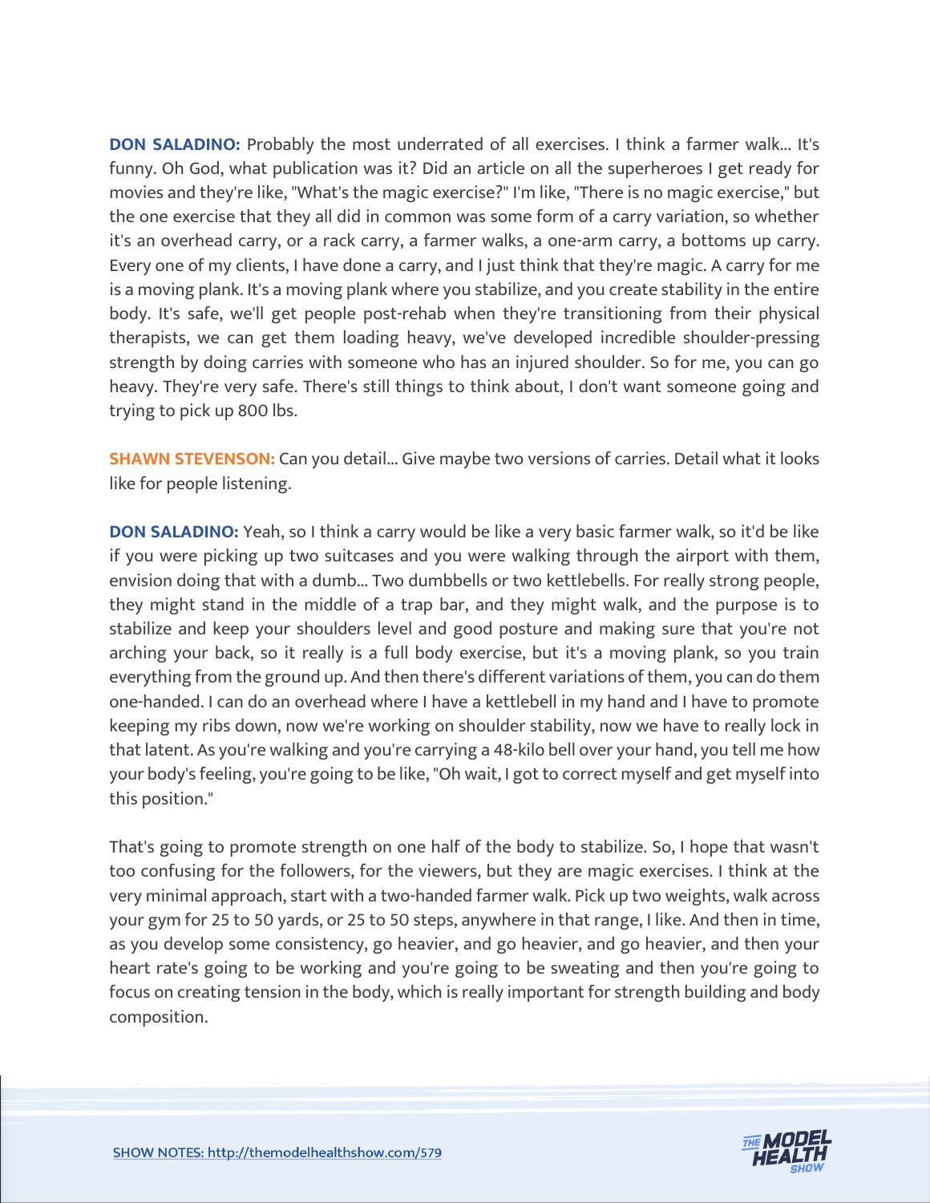**DON SALADINO:** Probably the most underrated of all exercises. I think a farmer walk... It's funny. Oh God, what publication was it? Did an article on all the superheroes I get ready for movies and they're like, "What's the magic exercise?" I'm like, "There is no magic exercise," but the one exercise that they all did in common was some form of a carry variation, so whether it's an overhead carry, or a rack carry, a farmer walks, a one-arm carry, a bottoms up carry. Every one of my clients, I have done a carry, and I just think that they're magic. A carry for me is a moving plank. It's a moving plank where you stabilize, and you create stability in the entire body. It's safe, we'll get people post-rehab when they're transitioning from their physical therapists, we can get them loading heavy, we've developed incredible shoulder-pressing strength by doing carries with someone who has an injured shoulder. So for me, you can go heavy. They're very safe. There's still things to think about, I don't want someone going and trying to pick up 800 lbs.

**SHAWN STEVENSON:** Can you detail... Give maybe two versions of carries. Detail what it looks like for people listening.

**DON SALADINO:** Yeah, so I think a carry would be like a very basic farmer walk, so it'd be like if you were picking up two suitcases and you were walking through the airport with them, envision doing that with a dumb... Two dumbbells or two kettlebells. For really strong people, they might stand in the middle of a trap bar, and they might walk, and the purpose is to stabilize and keep your shoulders level and good posture and making sure that you're not arching your back, so it really is a full body exercise, but it's a moving plank, so you train everything from the ground up. And then there's different variations of them, you can do them one-handed. I can do an overhead where I have a kettlebell in my hand and I have to promote keeping my ribs down, now we're working on shoulder stability, now we have to really lock in that latent. As you're walking and you're carrying a 48-kilo bell over your hand, you tell me how your body's feeling, you're going to be like, "Oh wait, I got to correct myself and get myself into this position."

That's going to promote strength on one half of the body to stabilize. So, I hope that wasn't too confusing for the followers, for the viewers, but they are magic exercises. I think at the very minimal approach, start with a two-handed farmer walk. Pick up two weights, walk across your gym for 25 to 50 yards, or 25 to 50 steps, anywhere in that range, I like. And then in time, as you develop some consistency, go heavier, and go heavier, and go heavier, and then your heart rate's going to be working and you're going to be sweating and then you're going to focus on creating tension in the body, which is really important for strength building and body composition.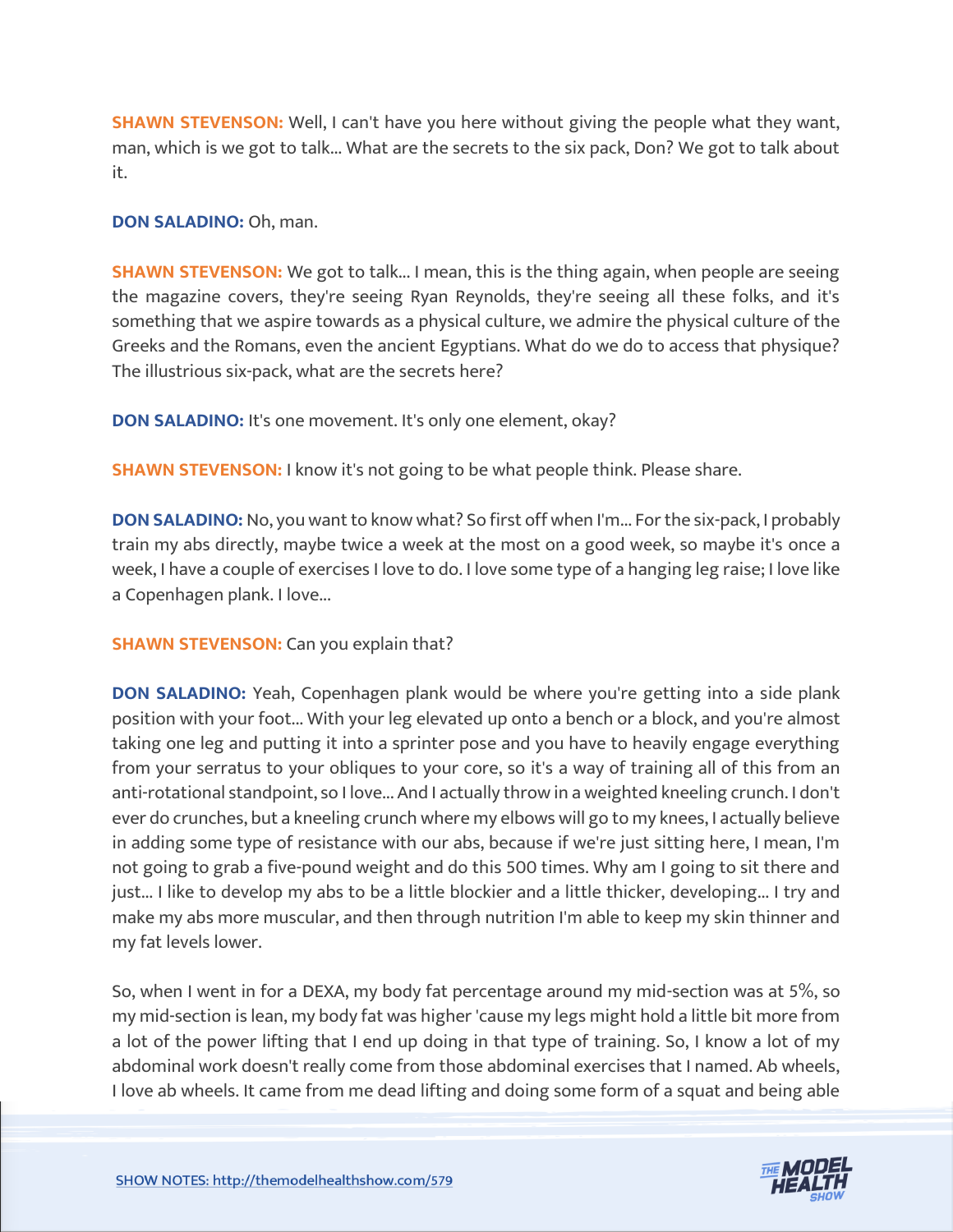**SHAWN STEVENSON:** Well, I can't have you here without giving the people what they want, man, which is we got to talk... What are the secrets to the six pack, Don? We got to talk about it.

**DON SALADINO:** Oh, man.

**SHAWN STEVENSON:** We got to talk... I mean, this is the thing again, when people are seeing the magazine covers, they're seeing Ryan Reynolds, they're seeing all these folks, and it's something that we aspire towards as a physical culture, we admire the physical culture of the Greeks and the Romans, even the ancient Egyptians. What do we do to access that physique? The illustrious six-pack, what are the secrets here?

**DON SALADINO:** It's one movement. It's only one element, okay?

**SHAWN STEVENSON:** I know it's not going to be what people think. Please share.

**DON SALADINO:** No, you want to know what? So first off when I'm... For the six-pack, I probably train my abs directly, maybe twice a week at the most on a good week, so maybe it's once a week, I have a couple of exercises I love to do. I love some type of a hanging leg raise; I love like a Copenhagen plank. I love...

**SHAWN STEVENSON:** Can you explain that?

**DON SALADINO:** Yeah, Copenhagen plank would be where you're getting into a side plank position with your foot... With your leg elevated up onto a bench or a block, and you're almost taking one leg and putting it into a sprinter pose and you have to heavily engage everything from your serratus to your obliques to your core, so it's a way of training all of this from an anti-rotational standpoint, so I love... And I actually throw in a weighted kneeling crunch. I don't ever do crunches, but a kneeling crunch where my elbows will go to my knees, I actually believe in adding some type of resistance with our abs, because if we're just sitting here, I mean, I'm not going to grab a five-pound weight and do this 500 times. Why am I going to sit there and just... I like to develop my abs to be a little blockier and a little thicker, developing... I try and make my abs more muscular, and then through nutrition I'm able to keep my skin thinner and my fat levels lower.

So, when I went in for a DEXA, my body fat percentage around my mid-section was at 5%, so my mid-section is lean, my body fat was higher 'cause my legs might hold a little bit more from a lot of the power lifting that I end up doing in that type of training. So, I know a lot of my abdominal work doesn't really come from those abdominal exercises that I named. Ab wheels, I love ab wheels. It came from me dead lifting and doing some form of a squat and being able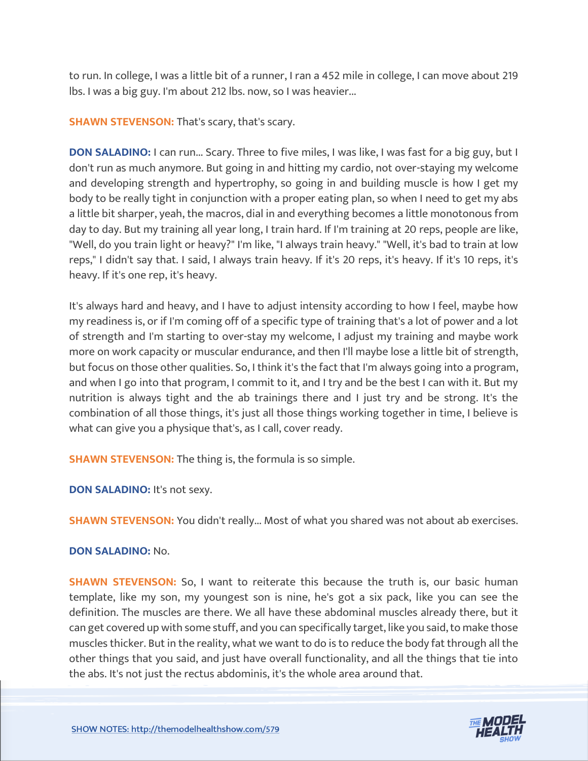to run. In college, I was a little bit of a runner, I ran a 452 mile in college, I can move about 219 lbs. I was a big guy. I'm about 212 lbs. now, so I was heavier...

**SHAWN STEVENSON:** That's scary, that's scary.

**DON SALADINO:** I can run... Scary. Three to five miles, I was like, I was fast for a big guy, but I don't run as much anymore. But going in and hitting my cardio, not over-staying my welcome and developing strength and hypertrophy, so going in and building muscle is how I get my body to be really tight in conjunction with a proper eating plan, so when I need to get my abs a little bit sharper, yeah, the macros, dial in and everything becomes a little monotonous from day to day. But my training all year long, I train hard. If I'm training at 20 reps, people are like, "Well, do you train light or heavy?" I'm like, "I always train heavy." "Well, it's bad to train at low reps," I didn't say that. I said, I always train heavy. If it's 20 reps, it's heavy. If it's 10 reps, it's heavy. If it's one rep, it's heavy.

It's always hard and heavy, and I have to adjust intensity according to how I feel, maybe how my readiness is, or if I'm coming off of a specific type of training that's a lot of power and a lot of strength and I'm starting to over-stay my welcome, I adjust my training and maybe work more on work capacity or muscular endurance, and then I'll maybe lose a little bit of strength, but focus on those other qualities. So, I think it's the fact that I'm always going into a program, and when I go into that program, I commit to it, and I try and be the best I can with it. But my nutrition is always tight and the ab trainings there and I just try and be strong. It's the combination of all those things, it's just all those things working together in time, I believe is what can give you a physique that's, as I call, cover ready.

**SHAWN STEVENSON:** The thing is, the formula is so simple.

**DON SALADINO:** It's not sexy.

**SHAWN STEVENSON:** You didn't really... Most of what you shared was not about ab exercises.

**DON SALADINO:** No.

**SHAWN STEVENSON:** So, I want to reiterate this because the truth is, our basic human template, like my son, my youngest son is nine, he's got a six pack, like you can see the definition. The muscles are there. We all have these abdominal muscles already there, but it can get covered up with some stuff, and you can specifically target, like you said, to make those muscles thicker. But in the reality, what we want to do is to reduce the body fat through all the other things that you said, and just have overall functionality, and all the things that tie into the abs. It's not just the rectus abdominis, it's the whole area around that.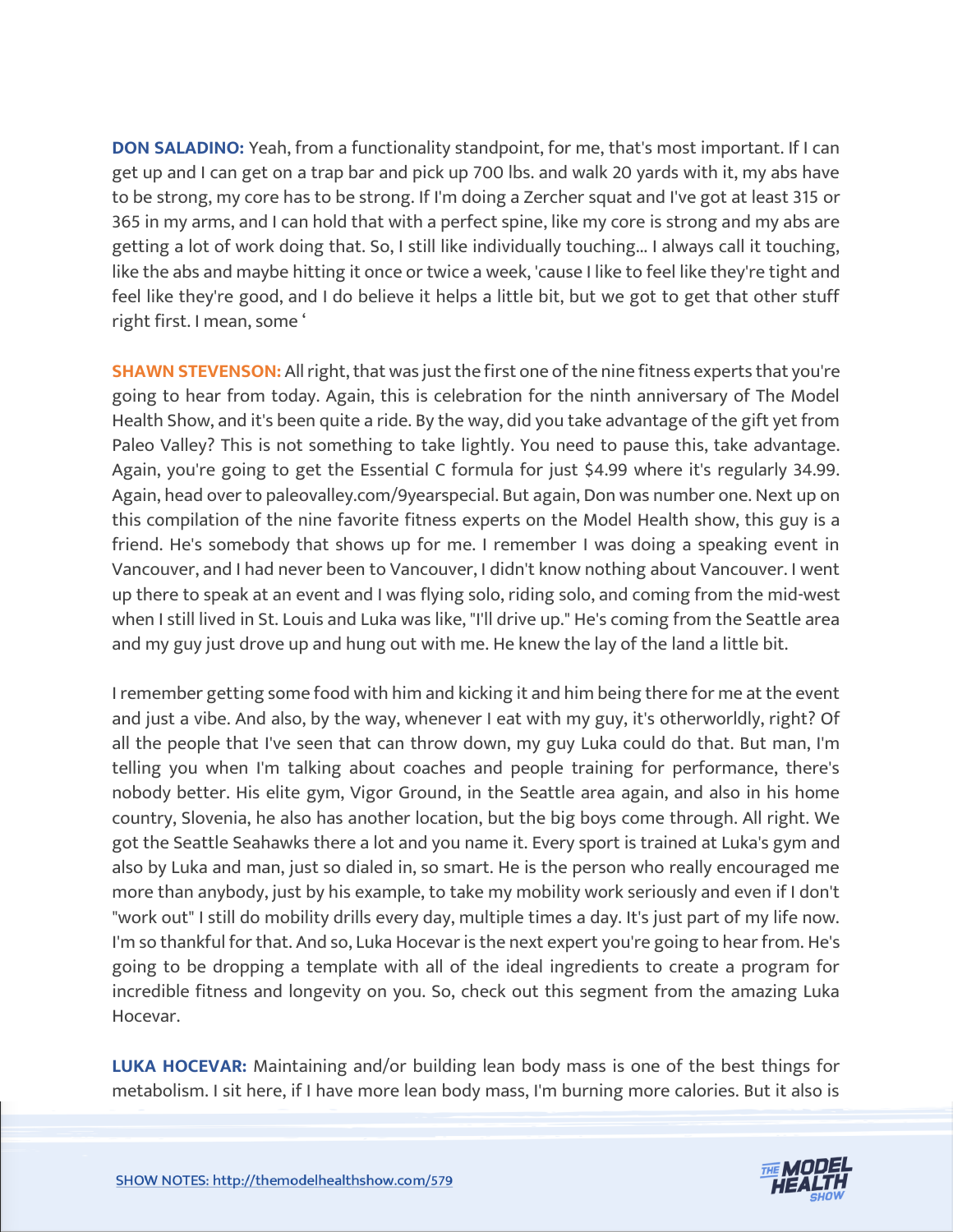**DON SALADINO:** Yeah, from a functionality standpoint, for me, that's most important. If I can get up and I can get on a trap bar and pick up 700 lbs. and walk 20 yards with it, my abs have to be strong, my core has to be strong. If I'm doing a Zercher squat and I've got at least 315 or 365 in my arms, and I can hold that with a perfect spine, like my core is strong and my abs are getting a lot of work doing that. So, I still like individually touching... I always call it touching, like the abs and maybe hitting it once or twice a week, 'cause I like to feel like they're tight and feel like they're good, and I do believe it helps a little bit, but we got to get that other stuff right first. I mean, some '

**SHAWN STEVENSON:** All right, that was just the first one of the nine fitness experts that you're going to hear from today. Again, this is celebration for the ninth anniversary of The Model Health Show, and it's been quite a ride. By the way, did you take advantage of the gift yet from Paleo Valley? This is not something to take lightly. You need to pause this, take advantage. Again, you're going to get the Essential C formula for just $4.99 where it's regularly 34.99. Again, head over to paleovalley.com/9yearspecial. But again, Don was number one. Next up on this compilation of the nine favorite fitness experts on the Model Health show, this guy is a friend. He's somebody that shows up for me. I remember I was doing a speaking event in Vancouver, and I had never been to Vancouver, I didn't know nothing about Vancouver. I went up there to speak at an event and I was flying solo, riding solo, and coming from the mid-west when I still lived in St. Louis and Luka was like, "I'll drive up." He's coming from the Seattle area and my guy just drove up and hung out with me. He knew the lay of the land a little bit.

I remember getting some food with him and kicking it and him being there for me at the event and just a vibe. And also, by the way, whenever I eat with my guy, it's otherworldly, right? Of all the people that I've seen that can throw down, my guy Luka could do that. But man, I'm telling you when I'm talking about coaches and people training for performance, there's nobody better. His elite gym, Vigor Ground, in the Seattle area again, and also in his home country, Slovenia, he also has another location, but the big boys come through. All right. We got the Seattle Seahawks there a lot and you name it. Every sport is trained at Luka's gym and also by Luka and man, just so dialed in, so smart. He is the person who really encouraged me more than anybody, just by his example, to take my mobility work seriously and even if I don't "work out" I still do mobility drills every day, multiple times a day. It's just part of my life now. I'm so thankful for that. And so, Luka Hocevar is the next expert you're going to hear from. He's going to be dropping a template with all of the ideal ingredients to create a program for incredible fitness and longevity on you. So, check out this segment from the amazing Luka Hocevar.

**LUKA HOCEVAR:** Maintaining and/or building lean body mass is one of the best things for metabolism. I sit here, if I have more lean body mass, I'm burning more calories. But it also is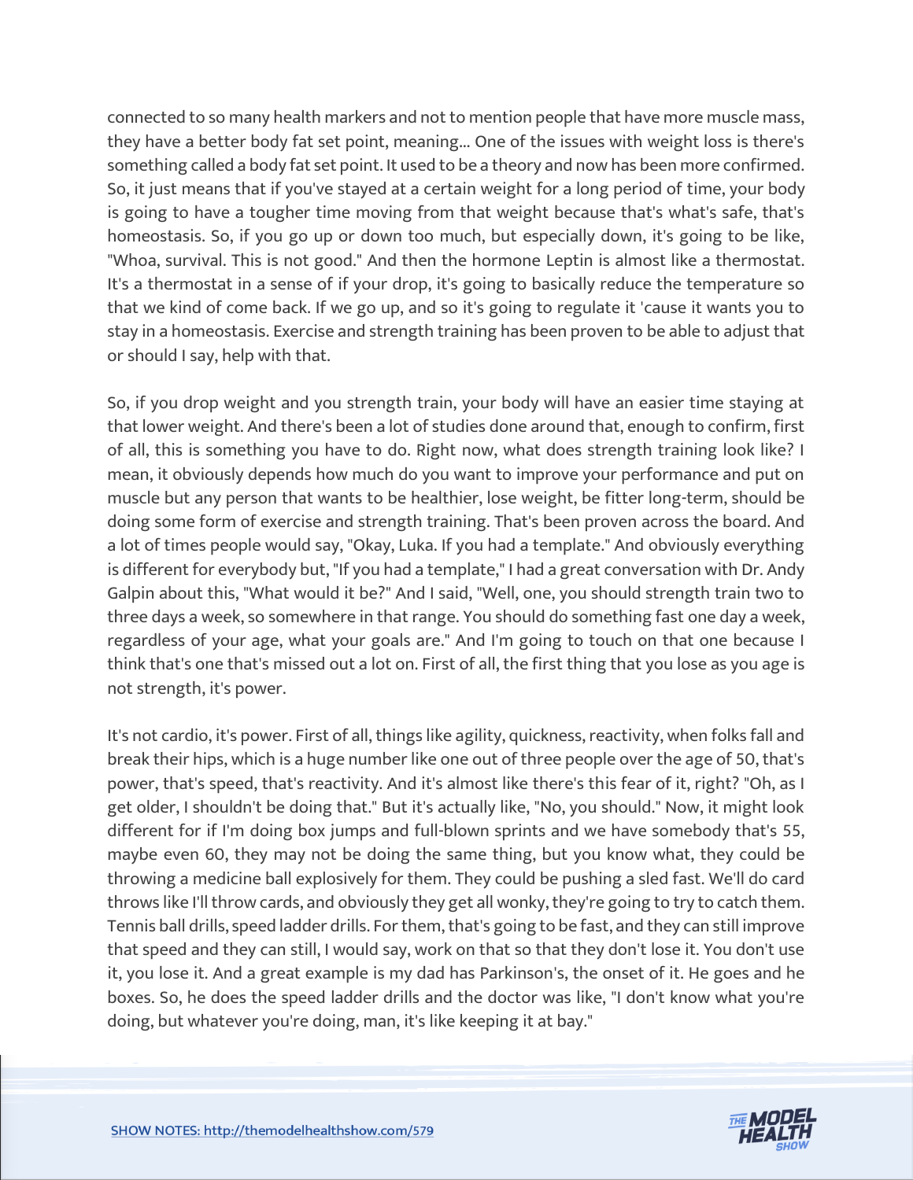connected to so many health markers and not to mention people that have more muscle mass, they have a better body fat set point, meaning... One of the issues with weight loss is there's something called a body fat set point. It used to be a theory and now has been more confirmed. So, it just means that if you've stayed at a certain weight for a long period of time, your body is going to have a tougher time moving from that weight because that's what's safe, that's homeostasis. So, if you go up or down too much, but especially down, it's going to be like, "Whoa, survival. This is not good." And then the hormone Leptin is almost like a thermostat. It's a thermostat in a sense of if your drop, it's going to basically reduce the temperature so that we kind of come back. If we go up, and so it's going to regulate it 'cause it wants you to stay in a homeostasis. Exercise and strength training has been proven to be able to adjust that or should I say, help with that.

So, if you drop weight and you strength train, your body will have an easier time staying at that lower weight. And there's been a lot of studies done around that, enough to confirm, first of all, this is something you have to do. Right now, what does strength training look like? I mean, it obviously depends how much do you want to improve your performance and put on muscle but any person that wants to be healthier, lose weight, be fitter long-term, should be doing some form of exercise and strength training. That's been proven across the board. And a lot of times people would say, "Okay, Luka. If you had a template." And obviously everything is different for everybody but, "If you had a template," I had a great conversation with Dr. Andy Galpin about this, "What would it be?" And I said, "Well, one, you should strength train two to three days a week, so somewhere in that range. You should do something fast one day a week, regardless of your age, what your goals are." And I'm going to touch on that one because I think that's one that's missed out a lot on. First of all, the first thing that you lose as you age is not strength, it's power.

It's not cardio, it's power. First of all, things like agility, quickness, reactivity, when folks fall and break their hips, which is a huge number like one out of three people over the age of 50, that's power, that's speed, that's reactivity. And it's almost like there's this fear of it, right? "Oh, as I get older, I shouldn't be doing that." But it's actually like, "No, you should." Now, it might look different for if I'm doing box jumps and full-blown sprints and we have somebody that's 55, maybe even 60, they may not be doing the same thing, but you know what, they could be throwing a medicine ball explosively for them. They could be pushing a sled fast. We'll do card throws like I'll throw cards, and obviously they get all wonky, they're going to try to catch them. Tennis ball drills, speed ladder drills. For them, that's going to be fast, and they can still improve that speed and they can still, I would say, work on that so that they don't lose it. You don't use it, you lose it. And a great example is my dad has Parkinson's, the onset of it. He goes and he boxes. So, he does the speed ladder drills and the doctor was like, "I don't know what you're doing, but whatever you're doing, man, it's like keeping it at bay."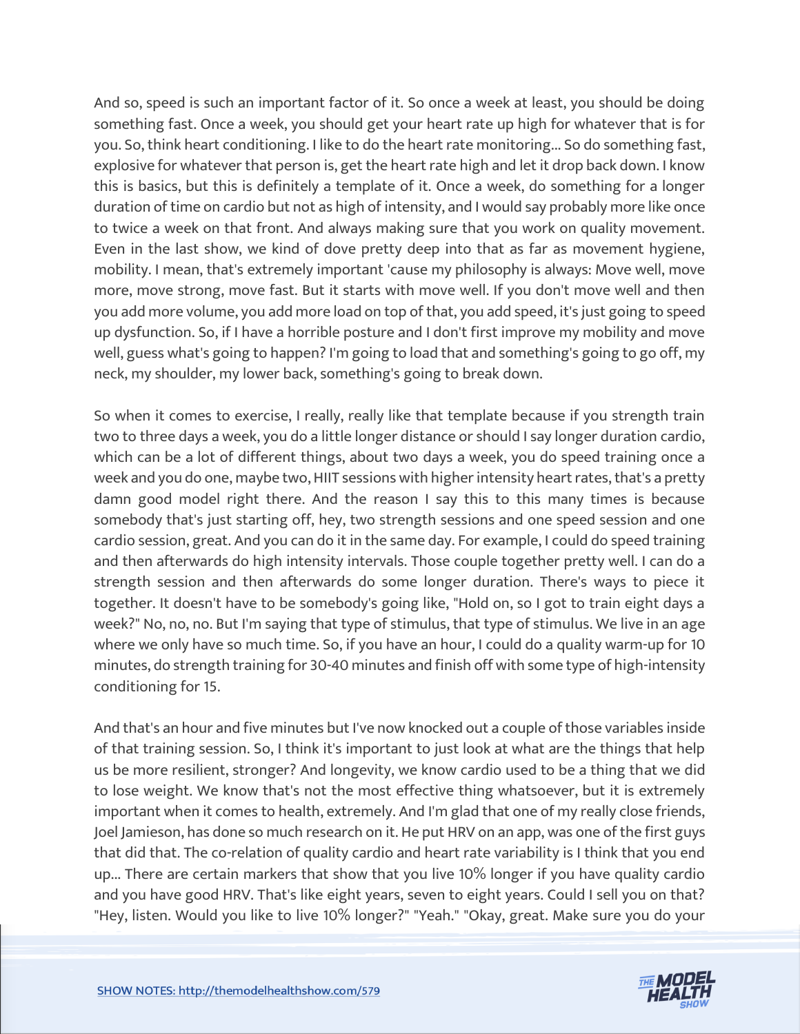And so, speed is such an important factor of it. So once a week at least, you should be doing something fast. Once a week, you should get your heart rate up high for whatever that is for you. So, think heart conditioning. I like to do the heart rate monitoring... So do something fast, explosive for whatever that person is, get the heart rate high and let it drop back down. I know this is basics, but this is definitely a template of it. Once a week, do something for a longer duration of time on cardio but not as high of intensity, and I would say probably more like once to twice a week on that front. And always making sure that you work on quality movement. Even in the last show, we kind of dove pretty deep into that as far as movement hygiene, mobility. I mean, that's extremely important 'cause my philosophy is always: Move well, move more, move strong, move fast. But it starts with move well. If you don't move well and then you add more volume, you add more load on top of that, you add speed, it's just going to speed up dysfunction. So, if I have a horrible posture and I don't first improve my mobility and move well, guess what's going to happen? I'm going to load that and something's going to go off, my neck, my shoulder, my lower back, something's going to break down.

So when it comes to exercise, I really, really like that template because if you strength train two to three days a week, you do a little longer distance or should I say longer duration cardio, which can be a lot of different things, about two days a week, you do speed training once a week and you do one, maybe two, HIIT sessions with higher intensity heart rates, that's a pretty damn good model right there. And the reason I say this to this many times is because somebody that's just starting off, hey, two strength sessions and one speed session and one cardio session, great. And you can do it in the same day. For example, I could do speed training and then afterwards do high intensity intervals. Those couple together pretty well. I can do a strength session and then afterwards do some longer duration. There's ways to piece it together. It doesn't have to be somebody's going like, "Hold on, so I got to train eight days a week?" No, no, no. But I'm saying that type of stimulus, that type of stimulus. We live in an age where we only have so much time. So, if you have an hour, I could do a quality warm-up for 10 minutes, do strength training for 30-40 minutes and finish off with some type of high-intensity conditioning for 15.

And that's an hour and five minutes but I've now knocked out a couple of those variables inside of that training session. So, I think it's important to just look at what are the things that help us be more resilient, stronger? And longevity, we know cardio used to be a thing that we did to lose weight. We know that's not the most effective thing whatsoever, but it is extremely important when it comes to health, extremely. And I'm glad that one of my really close friends, Joel Jamieson, has done so much research on it. He put HRV on an app, was one of the first guys that did that. The co-relation of quality cardio and heart rate variability is I think that you end up... There are certain markers that show that you live 10% longer if you have quality cardio and you have good HRV. That's like eight years, seven to eight years. Could I sell you on that? "Hey, listen. Would you like to live 10% longer?" "Yeah." "Okay, great. Make sure you do your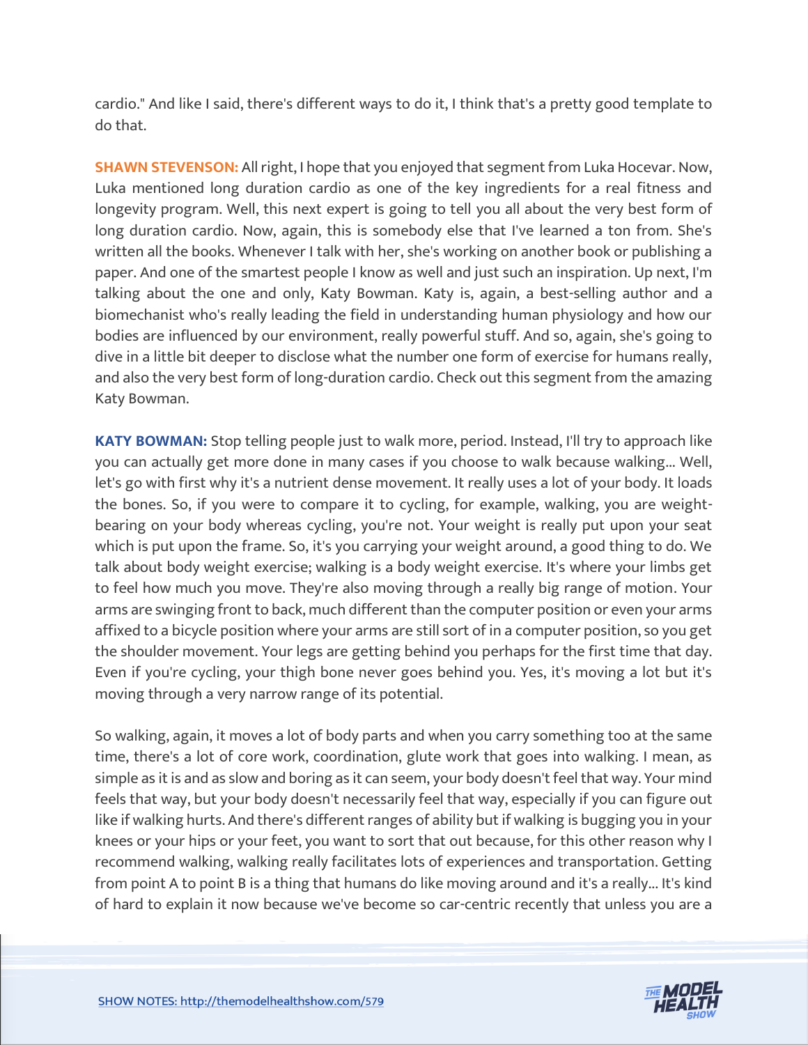cardio." And like I said, there's different ways to do it, I think that's a pretty good template to do that.

**SHAWN STEVENSON:** All right, I hope that you enjoyed that segment from Luka Hocevar. Now, Luka mentioned long duration cardio as one of the key ingredients for a real fitness and longevity program. Well, this next expert is going to tell you all about the very best form of long duration cardio. Now, again, this is somebody else that I've learned a ton from. She's written all the books. Whenever I talk with her, she's working on another book or publishing a paper. And one of the smartest people I know as well and just such an inspiration. Up next, I'm talking about the one and only, Katy Bowman. Katy is, again, a best-selling author and a biomechanist who's really leading the field in understanding human physiology and how our bodies are influenced by our environment, really powerful stuff. And so, again, she's going to dive in a little bit deeper to disclose what the number one form of exercise for humans really, and also the very best form of long-duration cardio. Check out this segment from the amazing Katy Bowman.

**KATY BOWMAN:** Stop telling people just to walk more, period. Instead, I'll try to approach like you can actually get more done in many cases if you choose to walk because walking... Well, let's go with first why it's a nutrient dense movement. It really uses a lot of your body. It loads the bones. So, if you were to compare it to cycling, for example, walking, you are weight-bearing on your body whereas cycling, you're not. Your weight is really put upon your seat which is put upon the frame. So, it's you carrying your weight around, a good thing to do. We talk about body weight exercise; walking is a body weight exercise. It's where your limbs get to feel how much you move. They're also moving through a really big range of motion. Your arms are swinging front to back, much different than the computer position or even your arms affixed to a bicycle position where your arms are still sort of in a computer position, so you get the shoulder movement. Your legs are getting behind you perhaps for the first time that day. Even if you're cycling, your thigh bone never goes behind you. Yes, it's moving a lot but it's moving through a very narrow range of its potential.

So walking, again, it moves a lot of body parts and when you carry something too at the same time, there's a lot of core work, coordination, glute work that goes into walking. I mean, as simple as it is and as slow and boring as it can seem, your body doesn't feel that way. Your mind feels that way, but your body doesn't necessarily feel that way, especially if you can figure out like if walking hurts. And there's different ranges of ability but if walking is bugging you in your knees or your hips or your feet, you want to sort that out because, for this other reason why I recommend walking, walking really facilitates lots of experiences and transportation. Getting from point A to point B is a thing that humans do like moving around and it's a really... It's kind of hard to explain it now because we've become so car-centric recently that unless you are a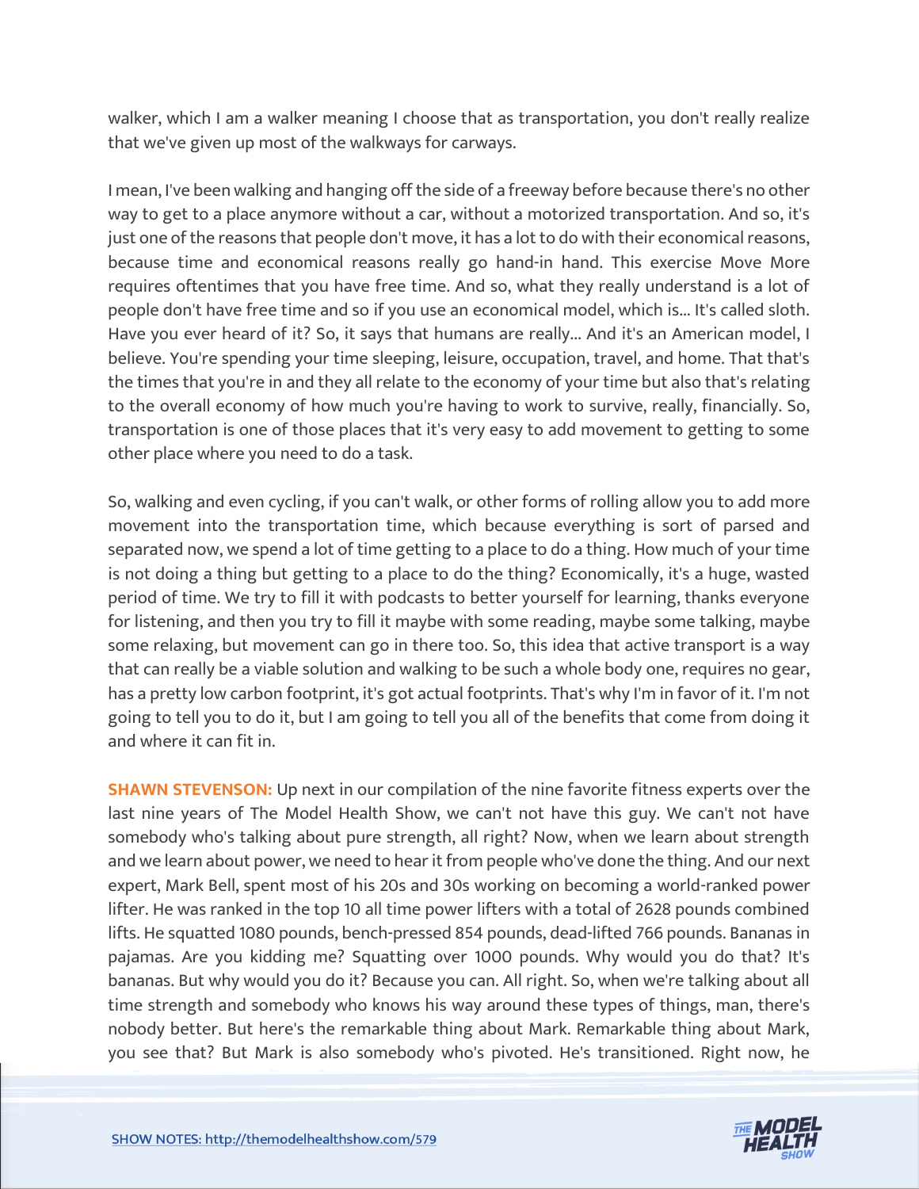walker, which I am a walker meaning I choose that as transportation, you don't really realize that we've given up most of the walkways for carways.

I mean, I've been walking and hanging off the side of a freeway before because there's no other way to get to a place anymore without a car, without a motorized transportation. And so, it's just one of the reasons that people don't move, it has a lot to do with their economical reasons, because time and economical reasons really go hand-in hand. This exercise Move More requires oftentimes that you have free time. And so, what they really understand is a lot of people don't have free time and so if you use an economical model, which is... It's called sloth. Have you ever heard of it? So, it says that humans are really... And it's an American model, I believe. You're spending your time sleeping, leisure, occupation, travel, and home. That that's the times that you're in and they all relate to the economy of your time but also that's relating to the overall economy of how much you're having to work to survive, really, financially. So, transportation is one of those places that it's very easy to add movement to getting to some other place where you need to do a task.

So, walking and even cycling, if you can't walk, or other forms of rolling allow you to add more movement into the transportation time, which because everything is sort of parsed and separated now, we spend a lot of time getting to a place to do a thing. How much of your time is not doing a thing but getting to a place to do the thing? Economically, it's a huge, wasted period of time. We try to fill it with podcasts to better yourself for learning, thanks everyone for listening, and then you try to fill it maybe with some reading, maybe some talking, maybe some relaxing, but movement can go in there too. So, this idea that active transport is a way that can really be a viable solution and walking to be such a whole body one, requires no gear, has a pretty low carbon footprint, it's got actual footprints. That's why I'm in favor of it. I'm not going to tell you to do it, but I am going to tell you all of the benefits that come from doing it and where it can fit in.

**SHAWN STEVENSON:** Up next in our compilation of the nine favorite fitness experts over the last nine years of The Model Health Show, we can't not have this guy. We can't not have somebody who's talking about pure strength, all right? Now, when we learn about strength and we learn about power, we need to hear it from people who've done the thing. And our next expert, Mark Bell, spent most of his 20s and 30s working on becoming a world-ranked power lifter. He was ranked in the top 10 all time power lifters with a total of 2628 pounds combined lifts. He squatted 1080 pounds, bench-pressed 854 pounds, dead-lifted 766 pounds. Bananas in pajamas. Are you kidding me? Squatting over 1000 pounds. Why would you do that? It's bananas. But why would you do it? Because you can. All right. So, when we're talking about all time strength and somebody who knows his way around these types of things, man, there's nobody better. But here's the remarkable thing about Mark. Remarkable thing about Mark, you see that? But Mark is also somebody who's pivoted. He's transitioned. Right now, he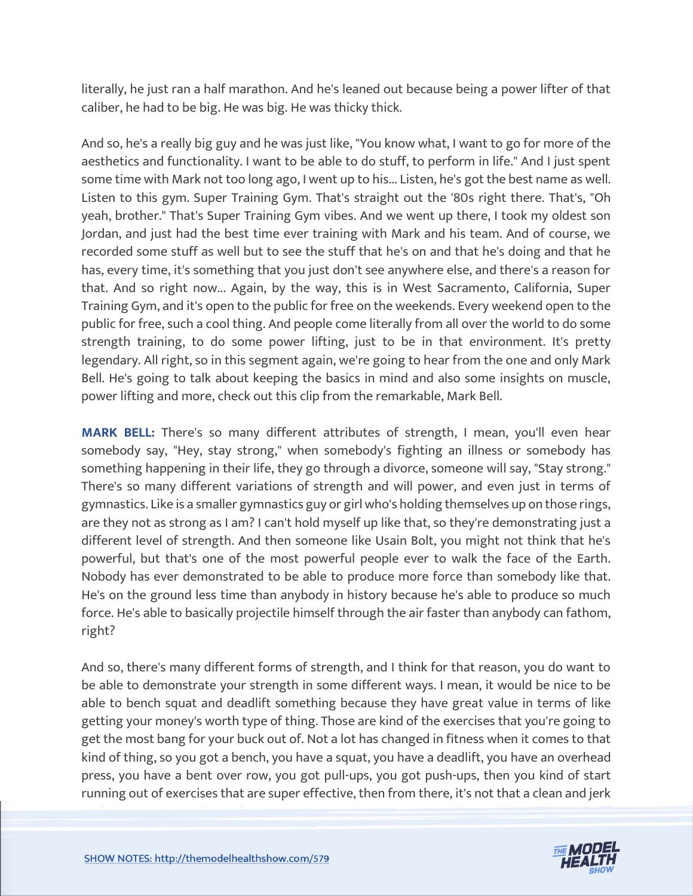literally, he just ran a half marathon. And he's leaned out because being a power lifter of that caliber, he had to be big. He was big. He was thicky thick.

And so, he's a really big guy and he was just like, "You know what, I want to go for more of the aesthetics and functionality. I want to be able to do stuff, to perform in life." And I just spent some time with Mark not too long ago, I went up to his... Listen, he's got the best name as well. Listen to this gym. Super Training Gym. That's straight out the '80s right there. That's, "Oh yeah, brother." That's Super Training Gym vibes. And we went up there, I took my oldest son Jordan, and just had the best time ever training with Mark and his team. And of course, we recorded some stuff as well but to see the stuff that he's on and that he's doing and that he has, every time, it's something that you just don't see anywhere else, and there's a reason for that. And so right now... Again, by the way, this is in West Sacramento, California, Super Training Gym, and it's open to the public for free on the weekends. Every weekend open to the public for free, such a cool thing. And people come literally from all over the world to do some strength training, to do some power lifting, just to be in that environment. It's pretty legendary. All right, so in this segment again, we're going to hear from the one and only Mark Bell. He's going to talk about keeping the basics in mind and also some insights on muscle, power lifting and more, check out this clip from the remarkable, Mark Bell.

**MARK BELL:** There's so many different attributes of strength, I mean, you'll even hear somebody say, "Hey, stay strong," when somebody's fighting an illness or somebody has something happening in their life, they go through a divorce, someone will say, "Stay strong." There's so many different variations of strength and will power, and even just in terms of gymnastics. Like is a smaller gymnastics guy or girl who's holding themselves up on those rings, are they not as strong as I am? I can't hold myself up like that, so they're demonstrating just a different level of strength. And then someone like Usain Bolt, you might not think that he's powerful, but that's one of the most powerful people ever to walk the face of the Earth. Nobody has ever demonstrated to be able to produce more force than somebody like that. He's on the ground less time than anybody in history because he's able to produce so much force. He's able to basically projectile himself through the air faster than anybody can fathom, right?

And so, there's many different forms of strength, and I think for that reason, you do want to be able to demonstrate your strength in some different ways. I mean, it would be nice to be able to bench squat and deadlift something because they have great value in terms of like getting your money's worth type of thing. Those are kind of the exercises that you're going to get the most bang for your buck out of. Not a lot has changed in fitness when it comes to that kind of thing, so you got a bench, you have a squat, you have a deadlift, you have an overhead press, you have a bent over row, you got pull-ups, you got push-ups, then you kind of start running out of exercises that are super effective, then from there, it's not that a clean and jerk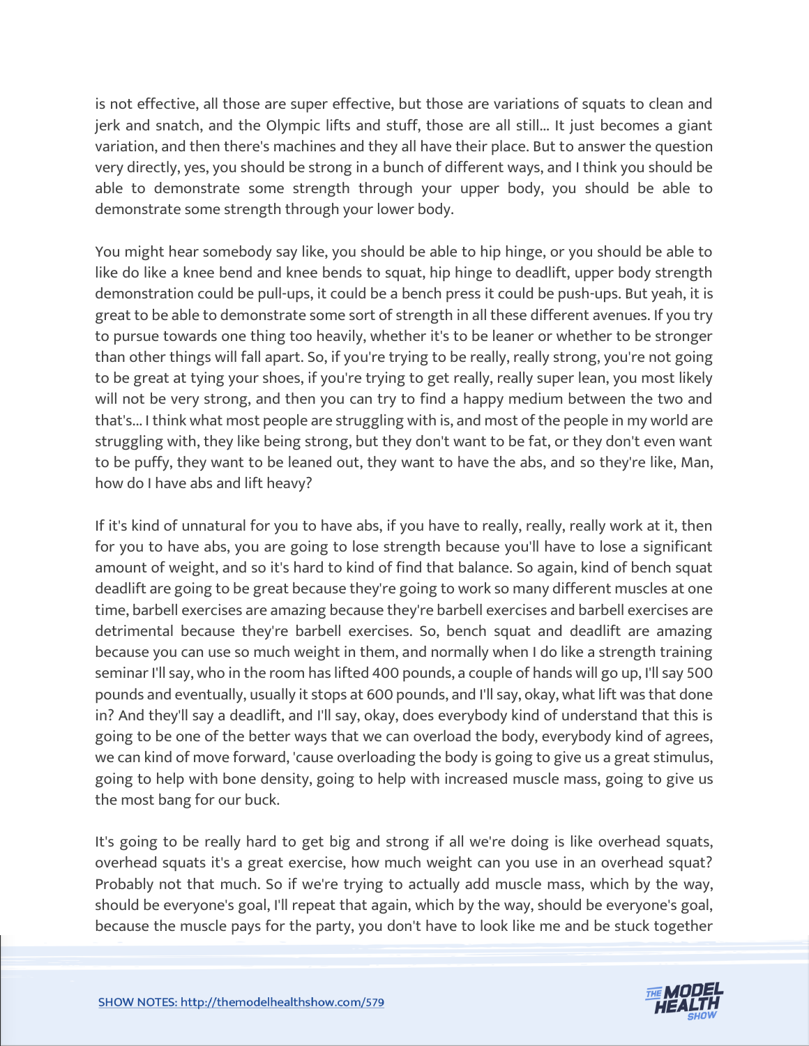is not effective, all those are super effective, but those are variations of squats to clean and jerk and snatch, and the Olympic lifts and stuff, those are all still... It just becomes a giant variation, and then there's machines and they all have their place. But to answer the question very directly, yes, you should be strong in a bunch of different ways, and I think you should be able to demonstrate some strength through your upper body, you should be able to demonstrate some strength through your lower body.

You might hear somebody say like, you should be able to hip hinge, or you should be able to like do like a knee bend and knee bends to squat, hip hinge to deadlift, upper body strength demonstration could be pull-ups, it could be a bench press it could be push-ups. But yeah, it is great to be able to demonstrate some sort of strength in all these different avenues. If you try to pursue towards one thing too heavily, whether it's to be leaner or whether to be stronger than other things will fall apart. So, if you're trying to be really, really strong, you're not going to be great at tying your shoes, if you're trying to get really, really super lean, you most likely will not be very strong, and then you can try to find a happy medium between the two and that's... I think what most people are struggling with is, and most of the people in my world are struggling with, they like being strong, but they don't want to be fat, or they don't even want to be puffy, they want to be leaned out, they want to have the abs, and so they're like, Man, how do I have abs and lift heavy?

If it's kind of unnatural for you to have abs, if you have to really, really, really work at it, then for you to have abs, you are going to lose strength because you'll have to lose a significant amount of weight, and so it's hard to kind of find that balance. So again, kind of bench squat deadlift are going to be great because they're going to work so many different muscles at one time, barbell exercises are amazing because they're barbell exercises and barbell exercises are detrimental because they're barbell exercises. So, bench squat and deadlift are amazing because you can use so much weight in them, and normally when I do like a strength training seminar I'll say, who in the room has lifted 400 pounds, a couple of hands will go up, I'll say 500 pounds and eventually, usually it stops at 600 pounds, and I'll say, okay, what lift was that done in? And they'll say a deadlift, and I'll say, okay, does everybody kind of understand that this is going to be one of the better ways that we can overload the body, everybody kind of agrees, we can kind of move forward, 'cause overloading the body is going to give us a great stimulus, going to help with bone density, going to help with increased muscle mass, going to give us the most bang for our buck.

It's going to be really hard to get big and strong if all we're doing is like overhead squats, overhead squats it's a great exercise, how much weight can you use in an overhead squat? Probably not that much. So if we're trying to actually add muscle mass, which by the way, should be everyone's goal, I'll repeat that again, which by the way, should be everyone's goal, because the muscle pays for the party, you don't have to look like me and be stuck together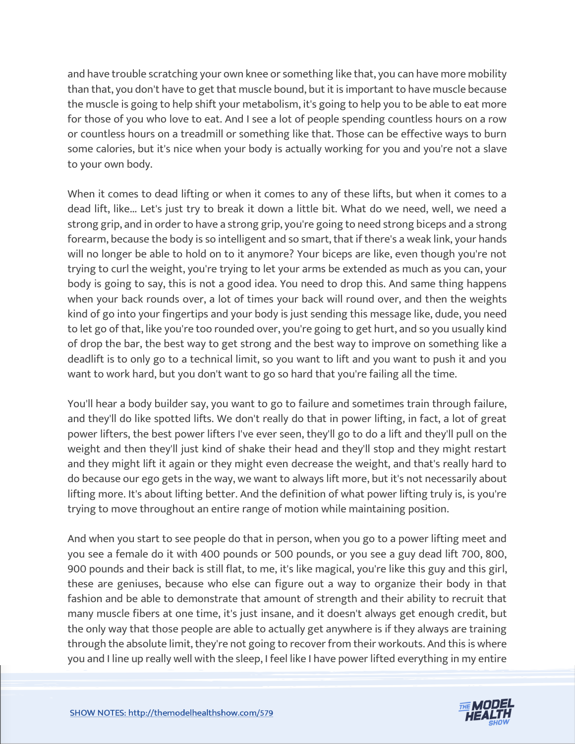and have trouble scratching your own knee or something like that, you can have more mobility than that, you don't have to get that muscle bound, but it is important to have muscle because the muscle is going to help shift your metabolism, it's going to help you to be able to eat more for those of you who love to eat. And I see a lot of people spending countless hours on a row or countless hours on a treadmill or something like that. Those can be effective ways to burn some calories, but it's nice when your body is actually working for you and you're not a slave to your own body.

When it comes to dead lifting or when it comes to any of these lifts, but when it comes to a dead lift, like... Let's just try to break it down a little bit. What do we need, well, we need a strong grip, and in order to have a strong grip, you're going to need strong biceps and a strong forearm, because the body is so intelligent and so smart, that if there's a weak link, your hands will no longer be able to hold on to it anymore? Your biceps are like, even though you're not trying to curl the weight, you're trying to let your arms be extended as much as you can, your body is going to say, this is not a good idea. You need to drop this. And same thing happens when your back rounds over, a lot of times your back will round over, and then the weights kind of go into your fingertips and your body is just sending this message like, dude, you need to let go of that, like you're too rounded over, you're going to get hurt, and so you usually kind of drop the bar, the best way to get strong and the best way to improve on something like a deadlift is to only go to a technical limit, so you want to lift and you want to push it and you want to work hard, but you don't want to go so hard that you're failing all the time.

You'll hear a body builder say, you want to go to failure and sometimes train through failure, and they'll do like spotted lifts. We don't really do that in power lifting, in fact, a lot of great power lifters, the best power lifters I've ever seen, they'll go to do a lift and they'll pull on the weight and then they'll just kind of shake their head and they'll stop and they might restart and they might lift it again or they might even decrease the weight, and that's really hard to do because our ego gets in the way, we want to always lift more, but it's not necessarily about lifting more. It's about lifting better. And the definition of what power lifting truly is, is you're trying to move throughout an entire range of motion while maintaining position.

And when you start to see people do that in person, when you go to a power lifting meet and you see a female do it with 400 pounds or 500 pounds, or you see a guy dead lift 700, 800, 900 pounds and their back is still flat, to me, it's like magical, you're like this guy and this girl, these are geniuses, because who else can figure out a way to organize their body in that fashion and be able to demonstrate that amount of strength and their ability to recruit that many muscle fibers at one time, it's just insane, and it doesn't always get enough credit, but the only way that those people are able to actually get anywhere is if they always are training through the absolute limit, they're not going to recover from their workouts. And this is where you and I line up really well with the sleep, I feel like I have power lifted everything in my entire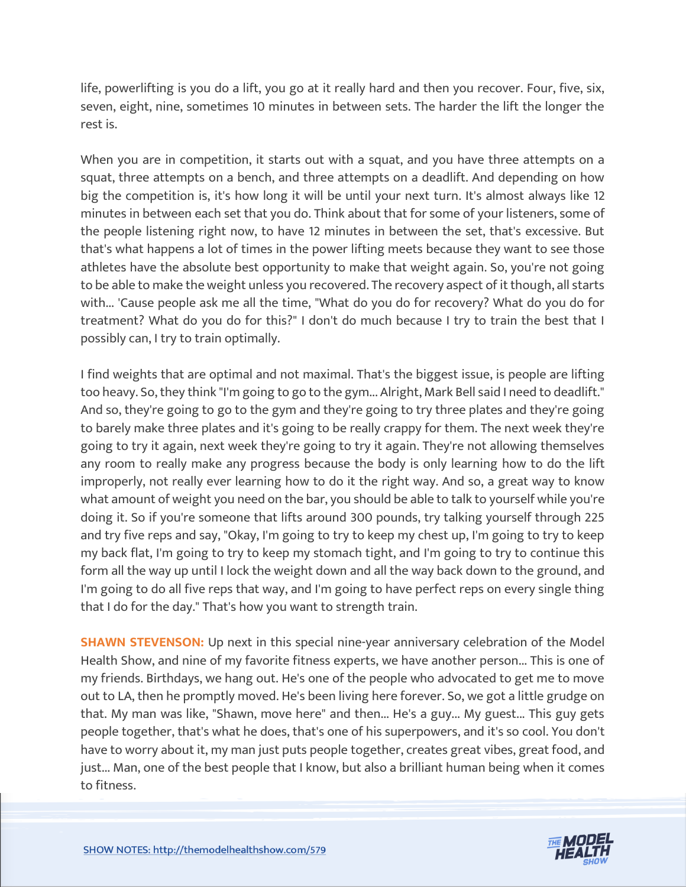life, powerlifting is you do a lift, you go at it really hard and then you recover. Four, five, six, seven, eight, nine, sometimes 10 minutes in between sets. The harder the lift the longer the rest is.

When you are in competition, it starts out with a squat, and you have three attempts on a squat, three attempts on a bench, and three attempts on a deadlift. And depending on how big the competition is, it's how long it will be until your next turn. It's almost always like 12 minutes in between each set that you do. Think about that for some of your listeners, some of the people listening right now, to have 12 minutes in between the set, that's excessive. But that's what happens a lot of times in the power lifting meets because they want to see those athletes have the absolute best opportunity to make that weight again. So, you're not going to be able to make the weight unless you recovered. The recovery aspect of it though, all starts with... 'Cause people ask me all the time, "What do you do for recovery? What do you do for treatment? What do you do for this?" I don't do much because I try to train the best that I possibly can, I try to train optimally.

I find weights that are optimal and not maximal. That's the biggest issue, is people are lifting too heavy. So, they think "I'm going to go to the gym... Alright, Mark Bell said I need to deadlift." And so, they're going to go to the gym and they're going to try three plates and they're going to barely make three plates and it's going to be really crappy for them. The next week they're going to try it again, next week they're going to try it again. They're not allowing themselves any room to really make any progress because the body is only learning how to do the lift improperly, not really ever learning how to do it the right way. And so, a great way to know what amount of weight you need on the bar, you should be able to talk to yourself while you're doing it. So if you're someone that lifts around 300 pounds, try talking yourself through 225 and try five reps and say, "Okay, I'm going to try to keep my chest up, I'm going to try to keep my back flat, I'm going to try to keep my stomach tight, and I'm going to try to continue this form all the way up until I lock the weight down and all the way back down to the ground, and I'm going to do all five reps that way, and I'm going to have perfect reps on every single thing that I do for the day." That's how you want to strength train.

**SHAWN STEVENSON:** Up next in this special nine-year anniversary celebration of the Model Health Show, and nine of my favorite fitness experts, we have another person... This is one of my friends. Birthdays, we hang out. He's one of the people who advocated to get me to move out to LA, then he promptly moved. He's been living here forever. So, we got a little grudge on that. My man was like, "Shawn, move here" and then... He's a guy... My guest... This guy gets people together, that's what he does, that's one of his superpowers, and it's so cool. You don't have to worry about it, my man just puts people together, creates great vibes, great food, and just... Man, one of the best people that I know, but also a brilliant human being when it comes to fitness.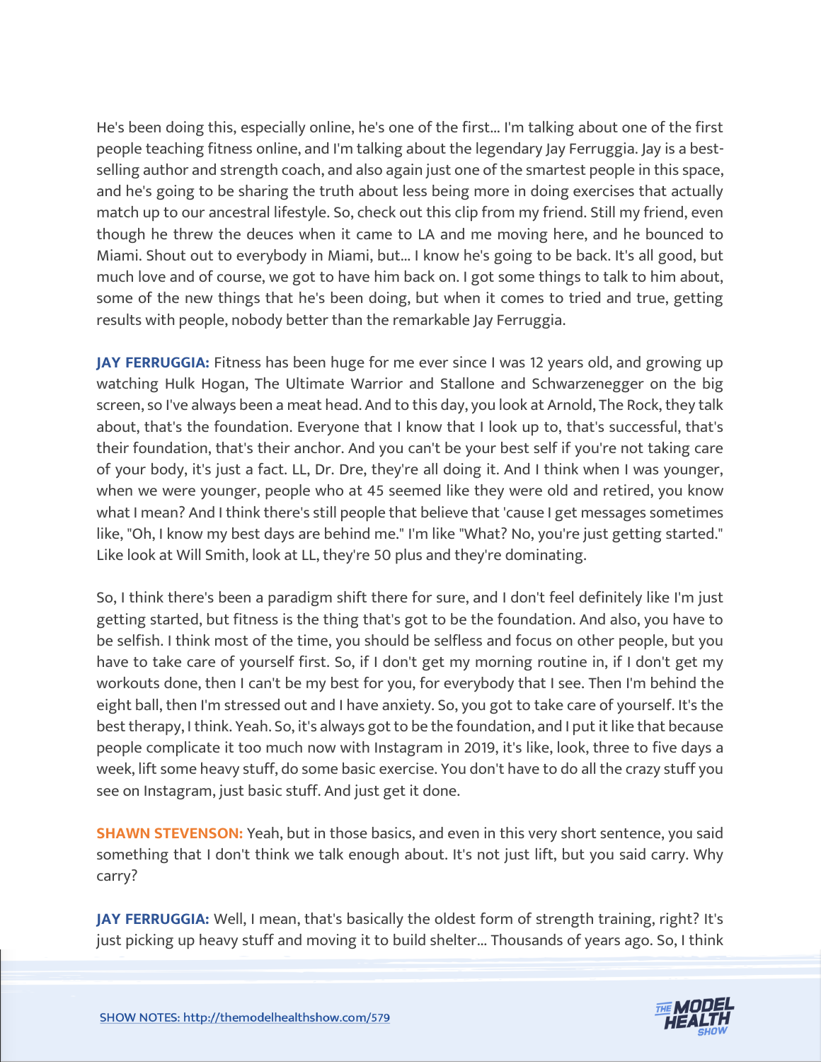He's been doing this, especially online, he's one of the first... I'm talking about one of the first people teaching fitness online, and I'm talking about the legendary Jay Ferruggia. Jay is a best-selling author and strength coach, and also again just one of the smartest people in this space, and he's going to be sharing the truth about less being more in doing exercises that actually match up to our ancestral lifestyle. So, check out this clip from my friend. Still my friend, even though he threw the deuces when it came to LA and me moving here, and he bounced to Miami. Shout out to everybody in Miami, but... I know he's going to be back. It's all good, but much love and of course, we got to have him back on. I got some things to talk to him about, some of the new things that he's been doing, but when it comes to tried and true, getting results with people, nobody better than the remarkable Jay Ferruggia.

**JAY FERRUGGIA:** Fitness has been huge for me ever since I was 12 years old, and growing up watching Hulk Hogan, The Ultimate Warrior and Stallone and Schwarzenegger on the big screen, so I've always been a meat head. And to this day, you look at Arnold, The Rock, they talk about, that's the foundation. Everyone that I know that I look up to, that's successful, that's their foundation, that's their anchor. And you can't be your best self if you're not taking care of your body, it's just a fact. LL, Dr. Dre, they're all doing it. And I think when I was younger, when we were younger, people who at 45 seemed like they were old and retired, you know what I mean? And I think there's still people that believe that 'cause I get messages sometimes like, "Oh, I know my best days are behind me." I'm like "What? No, you're just getting started." Like look at Will Smith, look at LL, they're 50 plus and they're dominating.

So, I think there's been a paradigm shift there for sure, and I don't feel definitely like I'm just getting started, but fitness is the thing that's got to be the foundation. And also, you have to be selfish. I think most of the time, you should be selfless and focus on other people, but you have to take care of yourself first. So, if I don't get my morning routine in, if I don't get my workouts done, then I can't be my best for you, for everybody that I see. Then I'm behind the eight ball, then I'm stressed out and I have anxiety. So, you got to take care of yourself. It's the best therapy, I think. Yeah. So, it's always got to be the foundation, and I put it like that because people complicate it too much now with Instagram in 2019, it's like, look, three to five days a week, lift some heavy stuff, do some basic exercise. You don't have to do all the crazy stuff you see on Instagram, just basic stuff. And just get it done.

**SHAWN STEVENSON:** Yeah, but in those basics, and even in this very short sentence, you said something that I don't think we talk enough about. It's not just lift, but you said carry. Why carry?

**JAY FERRUGGIA:** Well, I mean, that's basically the oldest form of strength training, right? It's just picking up heavy stuff and moving it to build shelter... Thousands of years ago. So, I think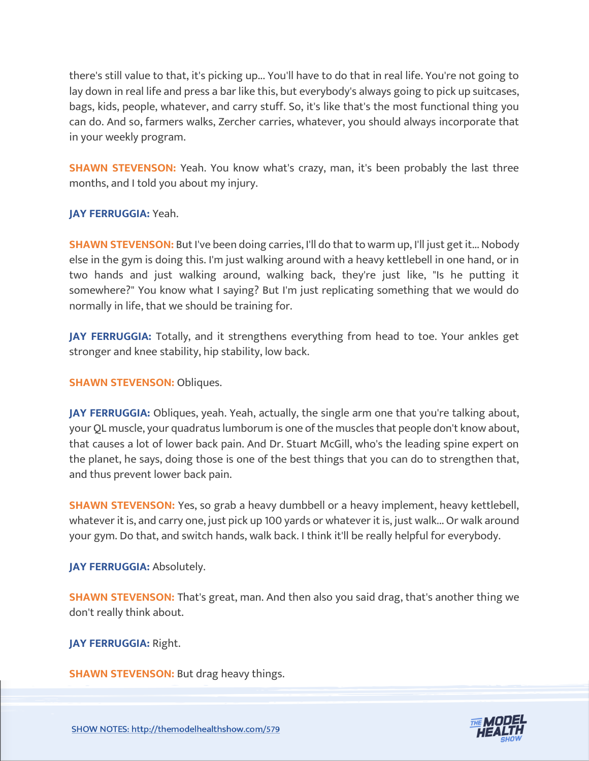there's still value to that, it's picking up... You'll have to do that in real life. You're not going to lay down in real life and press a bar like this, but everybody's always going to pick up suitcases, bags, kids, people, whatever, and carry stuff. So, it's like that's the most functional thing you can do. And so, farmers walks, Zercher carries, whatever, you should always incorporate that in your weekly program.

**SHAWN STEVENSON:** Yeah. You know what's crazy, man, it's been probably the last three months, and I told you about my injury.

**JAY FERRUGGIA:** Yeah.

**SHAWN STEVENSON:** But I've been doing carries, I'll do that to warm up, I'll just get it... Nobody else in the gym is doing this. I'm just walking around with a heavy kettlebell in one hand, or in two hands and just walking around, walking back, they're just like, "Is he putting it somewhere?" You know what I saying? But I'm just replicating something that we would do normally in life, that we should be training for.

**JAY FERRUGGIA:** Totally, and it strengthens everything from head to toe. Your ankles get stronger and knee stability, hip stability, low back.

**SHAWN STEVENSON:** Obliques.

**JAY FERRUGGIA:** Obliques, yeah. Yeah, actually, the single arm one that you're talking about, your QL muscle, your quadratus lumborum is one of the muscles that people don't know about, that causes a lot of lower back pain. And Dr. Stuart McGill, who's the leading spine expert on the planet, he says, doing those is one of the best things that you can do to strengthen that, and thus prevent lower back pain.

**SHAWN STEVENSON:** Yes, so grab a heavy dumbbell or a heavy implement, heavy kettlebell, whatever it is, and carry one, just pick up 100 yards or whatever it is, just walk... Or walk around your gym. Do that, and switch hands, walk back. I think it'll be really helpful for everybody.

**JAY FERRUGGIA:** Absolutely.

**SHAWN STEVENSON:** That's great, man. And then also you said drag, that's another thing we don't really think about.

**JAY FERRUGGIA:** Right.

**SHAWN STEVENSON:** But drag heavy things.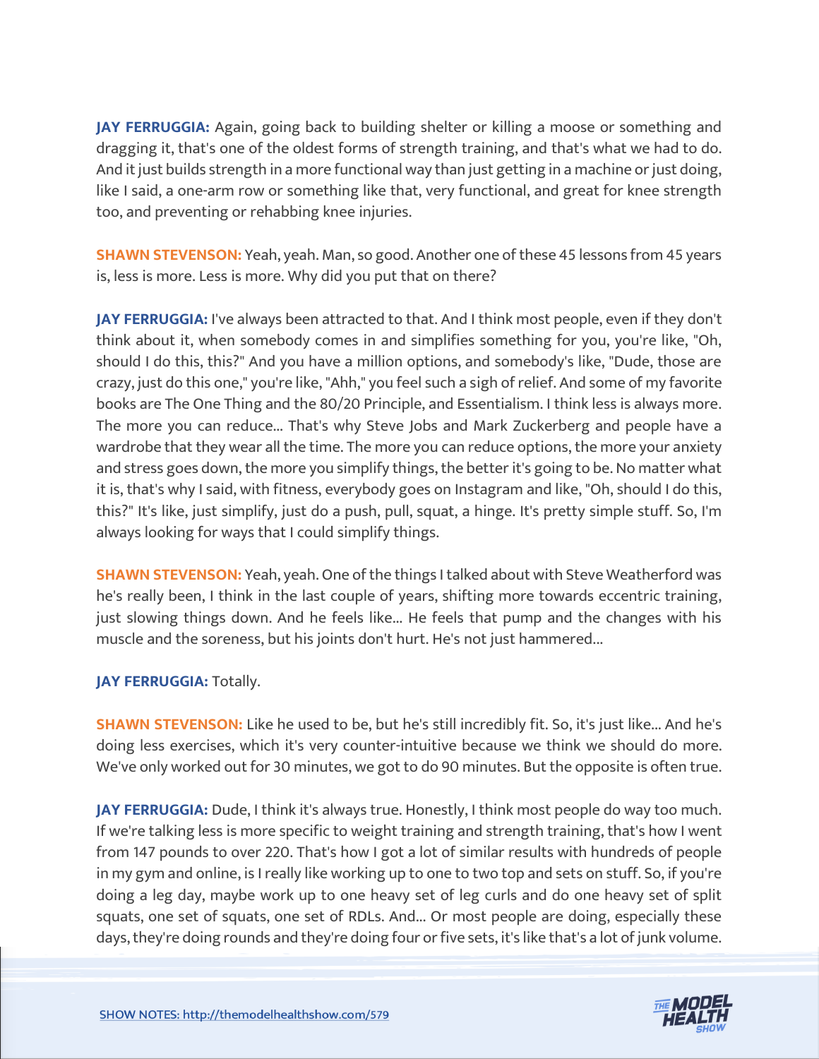**JAY FERRUGGIA:** Again, going back to building shelter or killing a moose or something and dragging it, that's one of the oldest forms of strength training, and that's what we had to do. And it just builds strength in a more functional way than just getting in a machine or just doing, like I said, a one-arm row or something like that, very functional, and great for knee strength too, and preventing or rehabbing knee injuries.

**SHAWN STEVENSON:** Yeah, yeah. Man, so good. Another one of these 45 lessons from 45 years is, less is more. Less is more. Why did you put that on there?

**JAY FERRUGGIA:** I've always been attracted to that. And I think most people, even if they don't think about it, when somebody comes in and simplifies something for you, you're like, "Oh, should I do this, this?" And you have a million options, and somebody's like, "Dude, those are crazy, just do this one," you're like, "Ahh," you feel such a sigh of relief. And some of my favorite books are The One Thing and the 80/20 Principle, and Essentialism. I think less is always more. The more you can reduce... That's why Steve Jobs and Mark Zuckerberg and people have a wardrobe that they wear all the time. The more you can reduce options, the more your anxiety and stress goes down, the more you simplify things, the better it's going to be. No matter what it is, that's why I said, with fitness, everybody goes on Instagram and like, "Oh, should I do this, this?" It's like, just simplify, just do a push, pull, squat, a hinge. It's pretty simple stuff. So, I'm always looking for ways that I could simplify things.

**SHAWN STEVENSON:** Yeah, yeah. One of the things I talked about with Steve Weatherford was he's really been, I think in the last couple of years, shifting more towards eccentric training, just slowing things down. And he feels like... He feels that pump and the changes with his muscle and the soreness, but his joints don't hurt. He's not just hammered...

**JAY FERRUGGIA:** Totally.

**SHAWN STEVENSON:** Like he used to be, but he's still incredibly fit. So, it's just like... And he's doing less exercises, which it's very counter-intuitive because we think we should do more. We've only worked out for 30 minutes, we got to do 90 minutes. But the opposite is often true.

**JAY FERRUGGIA:** Dude, I think it's always true. Honestly, I think most people do way too much. If we're talking less is more specific to weight training and strength training, that's how I went from 147 pounds to over 220. That's how I got a lot of similar results with hundreds of people in my gym and online, is I really like working up to one to two top and sets on stuff. So, if you're doing a leg day, maybe work up to one heavy set of leg curls and do one heavy set of split squats, one set of squats, one set of RDLs. And... Or most people are doing, especially these days, they're doing rounds and they're doing four or five sets, it's like that's a lot of junk volume.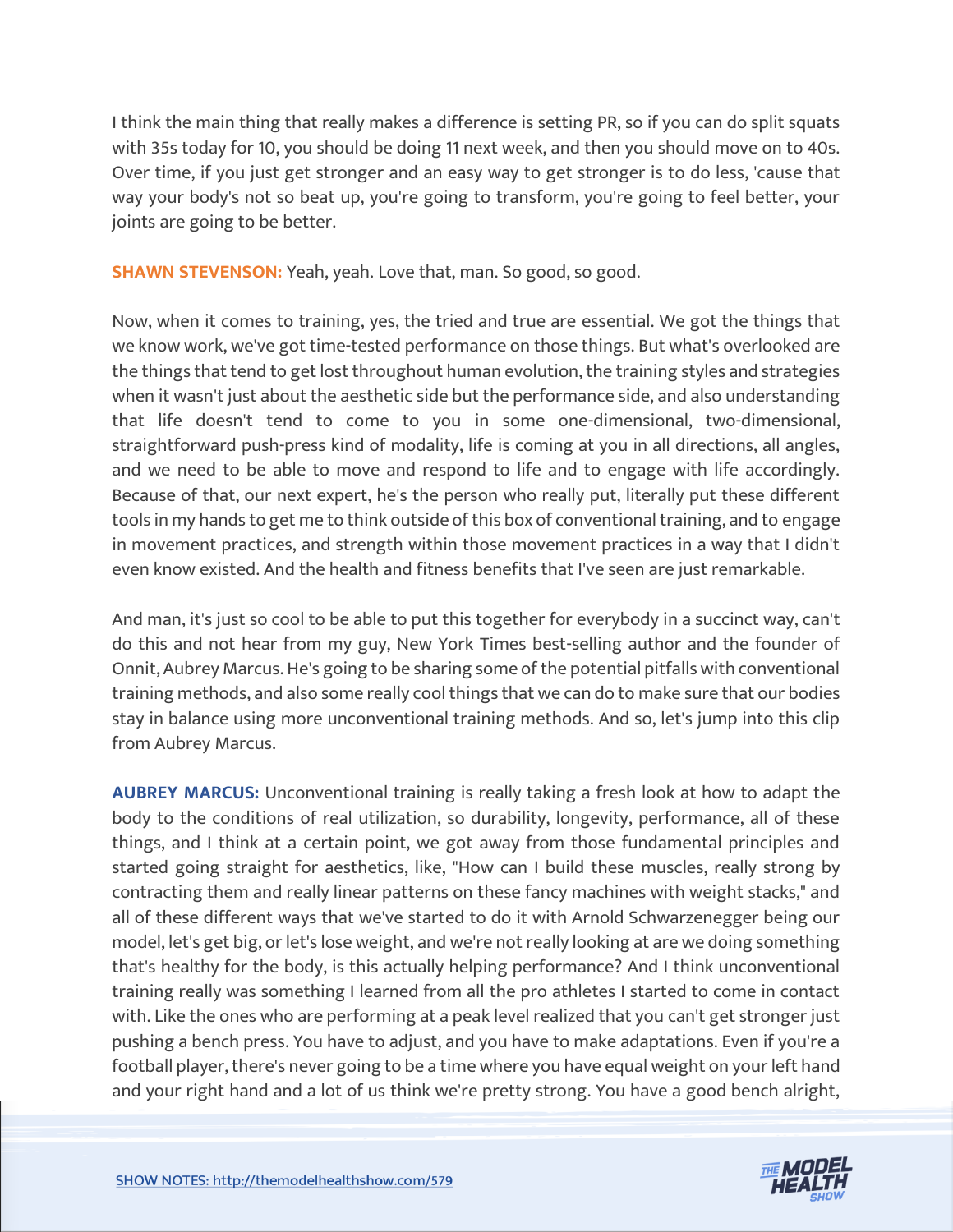I think the main thing that really makes a difference is setting PR, so if you can do split squats with 35s today for 10, you should be doing 11 next week, and then you should move on to 40s. Over time, if you just get stronger and an easy way to get stronger is to do less, 'cause that way your body's not so beat up, you're going to transform, you're going to feel better, your joints are going to be better.

**SHAWN STEVENSON:** Yeah, yeah. Love that, man. So good, so good.

Now, when it comes to training, yes, the tried and true are essential. We got the things that we know work, we've got time-tested performance on those things. But what's overlooked are the things that tend to get lost throughout human evolution, the training styles and strategies when it wasn't just about the aesthetic side but the performance side, and also understanding that life doesn't tend to come to you in some one-dimensional, two-dimensional, straightforward push-press kind of modality, life is coming at you in all directions, all angles, and we need to be able to move and respond to life and to engage with life accordingly. Because of that, our next expert, he's the person who really put, literally put these different tools in my hands to get me to think outside of this box of conventional training, and to engage in movement practices, and strength within those movement practices in a way that I didn't even know existed. And the health and fitness benefits that I've seen are just remarkable.

And man, it's just so cool to be able to put this together for everybody in a succinct way, can't do this and not hear from my guy, New York Times best-selling author and the founder of Onnit, Aubrey Marcus. He's going to be sharing some of the potential pitfalls with conventional training methods, and also some really cool things that we can do to make sure that our bodies stay in balance using more unconventional training methods. And so, let's jump into this clip from Aubrey Marcus.

**AUBREY MARCUS:** Unconventional training is really taking a fresh look at how to adapt the body to the conditions of real utilization, so durability, longevity, performance, all of these things, and I think at a certain point, we got away from those fundamental principles and started going straight for aesthetics, like, "How can I build these muscles, really strong by contracting them and really linear patterns on these fancy machines with weight stacks," and all of these different ways that we've started to do it with Arnold Schwarzenegger being our model, let's get big, or let's lose weight, and we're not really looking at are we doing something that's healthy for the body, is this actually helping performance? And I think unconventional training really was something I learned from all the pro athletes I started to come in contact with. Like the ones who are performing at a peak level realized that you can't get stronger just pushing a bench press. You have to adjust, and you have to make adaptations. Even if you're a football player, there's never going to be a time where you have equal weight on your left hand and your right hand and a lot of us think we're pretty strong. You have a good bench alright,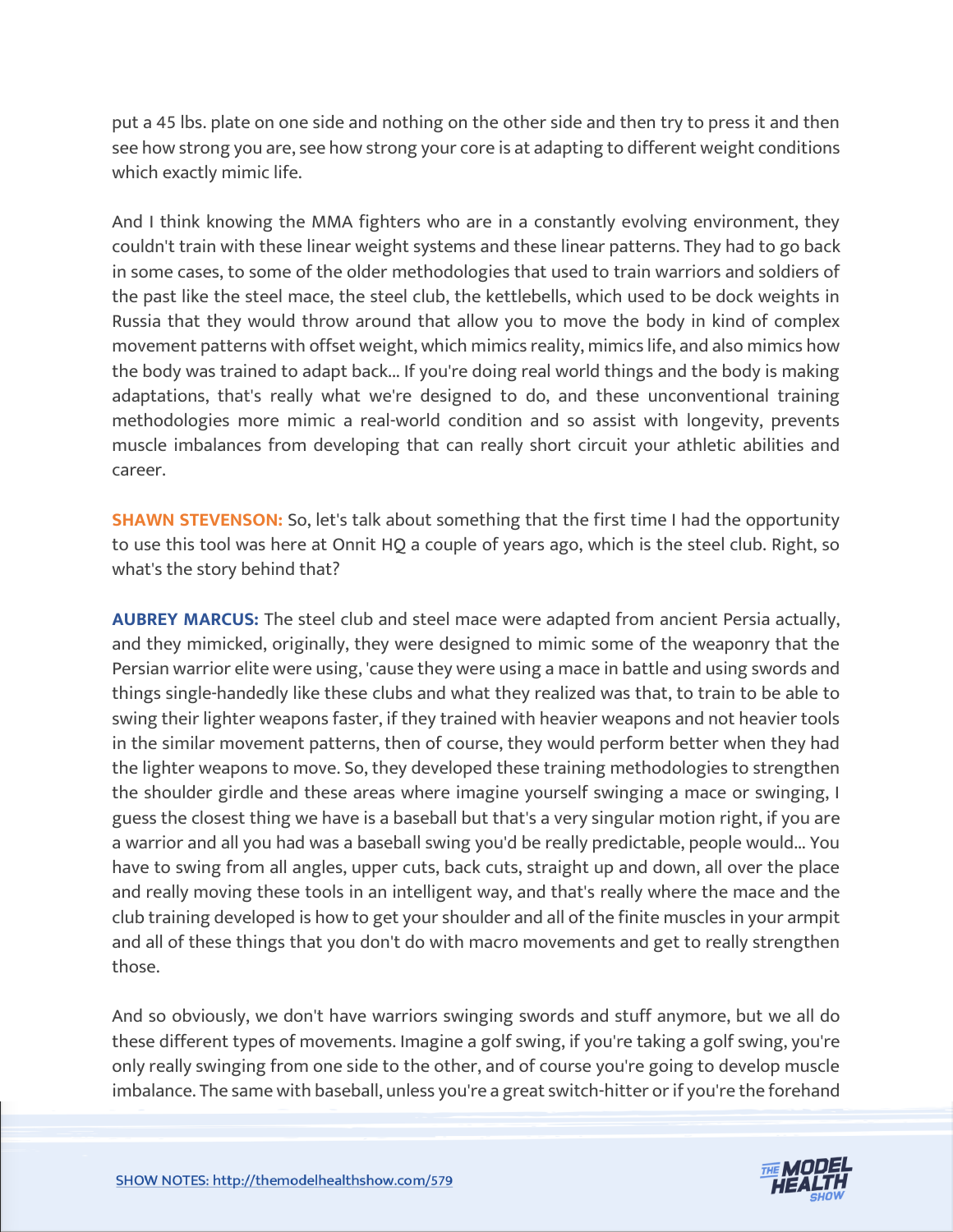put a 45 lbs. plate on one side and nothing on the other side and then try to press it and then see how strong you are, see how strong your core is at adapting to different weight conditions which exactly mimic life.

And I think knowing the MMA fighters who are in a constantly evolving environment, they couldn't train with these linear weight systems and these linear patterns. They had to go back in some cases, to some of the older methodologies that used to train warriors and soldiers of the past like the steel mace, the steel club, the kettlebells, which used to be dock weights in Russia that they would throw around that allow you to move the body in kind of complex movement patterns with offset weight, which mimics reality, mimics life, and also mimics how the body was trained to adapt back... If you're doing real world things and the body is making adaptations, that's really what we're designed to do, and these unconventional training methodologies more mimic a real-world condition and so assist with longevity, prevents muscle imbalances from developing that can really short circuit your athletic abilities and career.

**SHAWN STEVENSON:** So, let's talk about something that the first time I had the opportunity to use this tool was here at Onnit HQ a couple of years ago, which is the steel club. Right, so what's the story behind that?

**AUBREY MARCUS:** The steel club and steel mace were adapted from ancient Persia actually, and they mimicked, originally, they were designed to mimic some of the weaponry that the Persian warrior elite were using, 'cause they were using a mace in battle and using swords and things single-handedly like these clubs and what they realized was that, to train to be able to swing their lighter weapons faster, if they trained with heavier weapons and not heavier tools in the similar movement patterns, then of course, they would perform better when they had the lighter weapons to move. So, they developed these training methodologies to strengthen the shoulder girdle and these areas where imagine yourself swinging a mace or swinging, I guess the closest thing we have is a baseball but that's a very singular motion right, if you are a warrior and all you had was a baseball swing you'd be really predictable, people would... You have to swing from all angles, upper cuts, back cuts, straight up and down, all over the place and really moving these tools in an intelligent way, and that's really where the mace and the club training developed is how to get your shoulder and all of the finite muscles in your armpit and all of these things that you don't do with macro movements and get to really strengthen those.

And so obviously, we don't have warriors swinging swords and stuff anymore, but we all do these different types of movements. Imagine a golf swing, if you're taking a golf swing, you're only really swinging from one side to the other, and of course you're going to develop muscle imbalance. The same with baseball, unless you're a great switch-hitter or if you're the forehand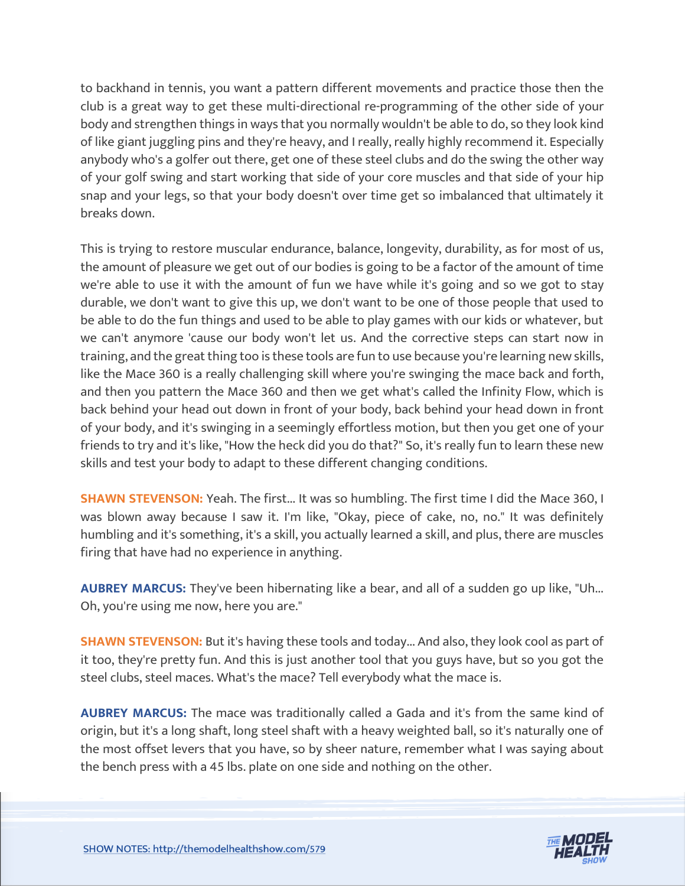to backhand in tennis, you want a pattern different movements and practice those then the club is a great way to get these multi-directional re-programming of the other side of your body and strengthen things in ways that you normally wouldn't be able to do, so they look kind of like giant juggling pins and they're heavy, and I really, really highly recommend it. Especially anybody who's a golfer out there, get one of these steel clubs and do the swing the other way of your golf swing and start working that side of your core muscles and that side of your hip snap and your legs, so that your body doesn't over time get so imbalanced that ultimately it breaks down.

This is trying to restore muscular endurance, balance, longevity, durability, as for most of us, the amount of pleasure we get out of our bodies is going to be a factor of the amount of time we're able to use it with the amount of fun we have while it's going and so we got to stay durable, we don't want to give this up, we don't want to be one of those people that used to be able to do the fun things and used to be able to play games with our kids or whatever, but we can't anymore 'cause our body won't let us. And the corrective steps can start now in training, and the great thing too is these tools are fun to use because you're learning new skills, like the Mace 360 is a really challenging skill where you're swinging the mace back and forth, and then you pattern the Mace 360 and then we get what's called the Infinity Flow, which is back behind your head out down in front of your body, back behind your head down in front of your body, and it's swinging in a seemingly effortless motion, but then you get one of your friends to try and it's like, "How the heck did you do that?" So, it's really fun to learn these new skills and test your body to adapt to these different changing conditions.

**SHAWN STEVENSON:** Yeah. The first... It was so humbling. The first time I did the Mace 360, I was blown away because I saw it. I'm like, "Okay, piece of cake, no, no." It was definitely humbling and it's something, it's a skill, you actually learned a skill, and plus, there are muscles firing that have had no experience in anything.

**AUBREY MARCUS:** They've been hibernating like a bear, and all of a sudden go up like, "Uh... Oh, you're using me now, here you are."

**SHAWN STEVENSON:** But it's having these tools and today... And also, they look cool as part of it too, they're pretty fun. And this is just another tool that you guys have, but so you got the steel clubs, steel maces. What's the mace? Tell everybody what the mace is.

**AUBREY MARCUS:** The mace was traditionally called a Gada and it's from the same kind of origin, but it's a long shaft, long steel shaft with a heavy weighted ball, so it's naturally one of the most offset levers that you have, so by sheer nature, remember what I was saying about the bench press with a 45 lbs. plate on one side and nothing on the other.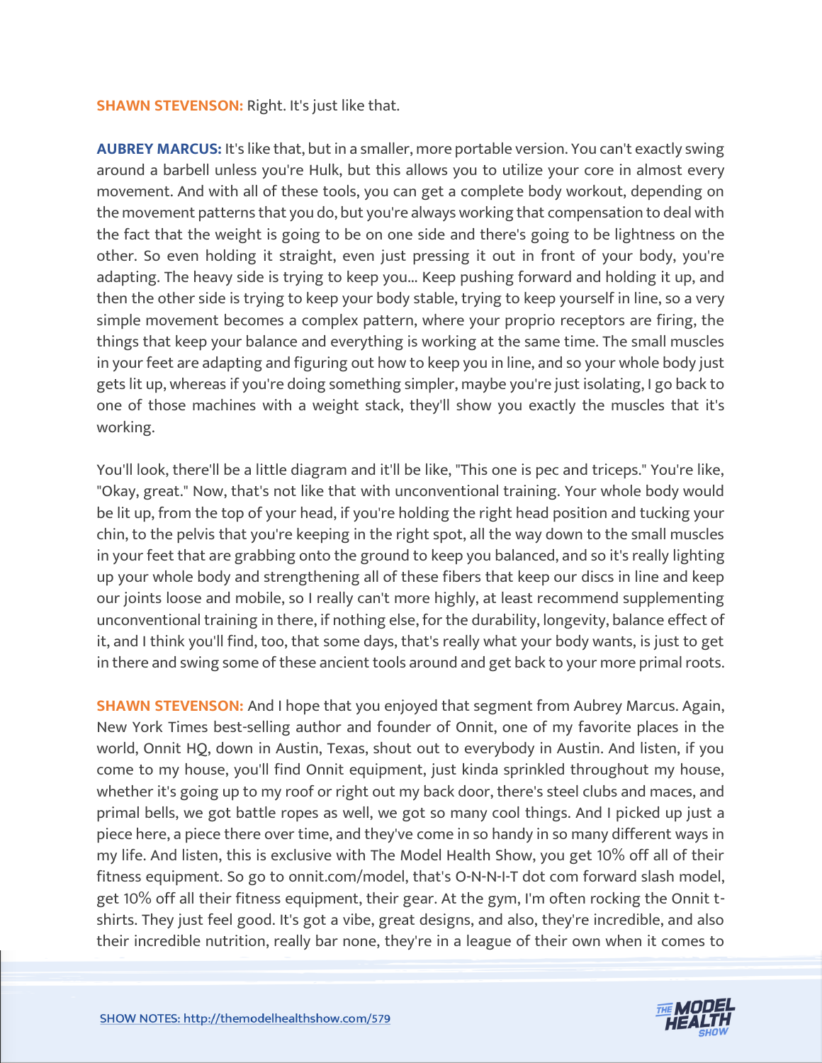**SHAWN STEVENSON:** Right. It's just like that.

**AUBREY MARCUS:** It's like that, but in a smaller, more portable version. You can't exactly swing around a barbell unless you're Hulk, but this allows you to utilize your core in almost every movement. And with all of these tools, you can get a complete body workout, depending on the movement patterns that you do, but you're always working that compensation to deal with the fact that the weight is going to be on one side and there's going to be lightness on the other. So even holding it straight, even just pressing it out in front of your body, you're adapting. The heavy side is trying to keep you... Keep pushing forward and holding it up, and then the other side is trying to keep your body stable, trying to keep yourself in line, so a very simple movement becomes a complex pattern, where your proprio receptors are firing, the things that keep your balance and everything is working at the same time. The small muscles in your feet are adapting and figuring out how to keep you in line, and so your whole body just gets lit up, whereas if you're doing something simpler, maybe you're just isolating, I go back to one of those machines with a weight stack, they'll show you exactly the muscles that it's working.

You'll look, there'll be a little diagram and it'll be like, "This one is pec and triceps." You're like, "Okay, great." Now, that's not like that with unconventional training. Your whole body would be lit up, from the top of your head, if you're holding the right head position and tucking your chin, to the pelvis that you're keeping in the right spot, all the way down to the small muscles in your feet that are grabbing onto the ground to keep you balanced, and so it's really lighting up your whole body and strengthening all of these fibers that keep our discs in line and keep our joints loose and mobile, so I really can't more highly, at least recommend supplementing unconventional training in there, if nothing else, for the durability, longevity, balance effect of it, and I think you'll find, too, that some days, that's really what your body wants, is just to get in there and swing some of these ancient tools around and get back to your more primal roots.

**SHAWN STEVENSON:** And I hope that you enjoyed that segment from Aubrey Marcus. Again, New York Times best-selling author and founder of Onnit, one of my favorite places in the world, Onnit HQ, down in Austin, Texas, shout out to everybody in Austin. And listen, if you come to my house, you'll find Onnit equipment, just kinda sprinkled throughout my house, whether it's going up to my roof or right out my back door, there's steel clubs and maces, and primal bells, we got battle ropes as well, we got so many cool things. And I picked up just a piece here, a piece there over time, and they've come in so handy in so many different ways in my life. And listen, this is exclusive with The Model Health Show, you get 10% off all of their fitness equipment. So go to onnit.com/model, that's O-N-N-I-T dot com forward slash model, get 10% off all their fitness equipment, their gear. At the gym, I'm often rocking the Onnit t-shirts. They just feel good. It's got a vibe, great designs, and also, they're incredible, and also their incredible nutrition, really bar none, they're in a league of their own when it comes to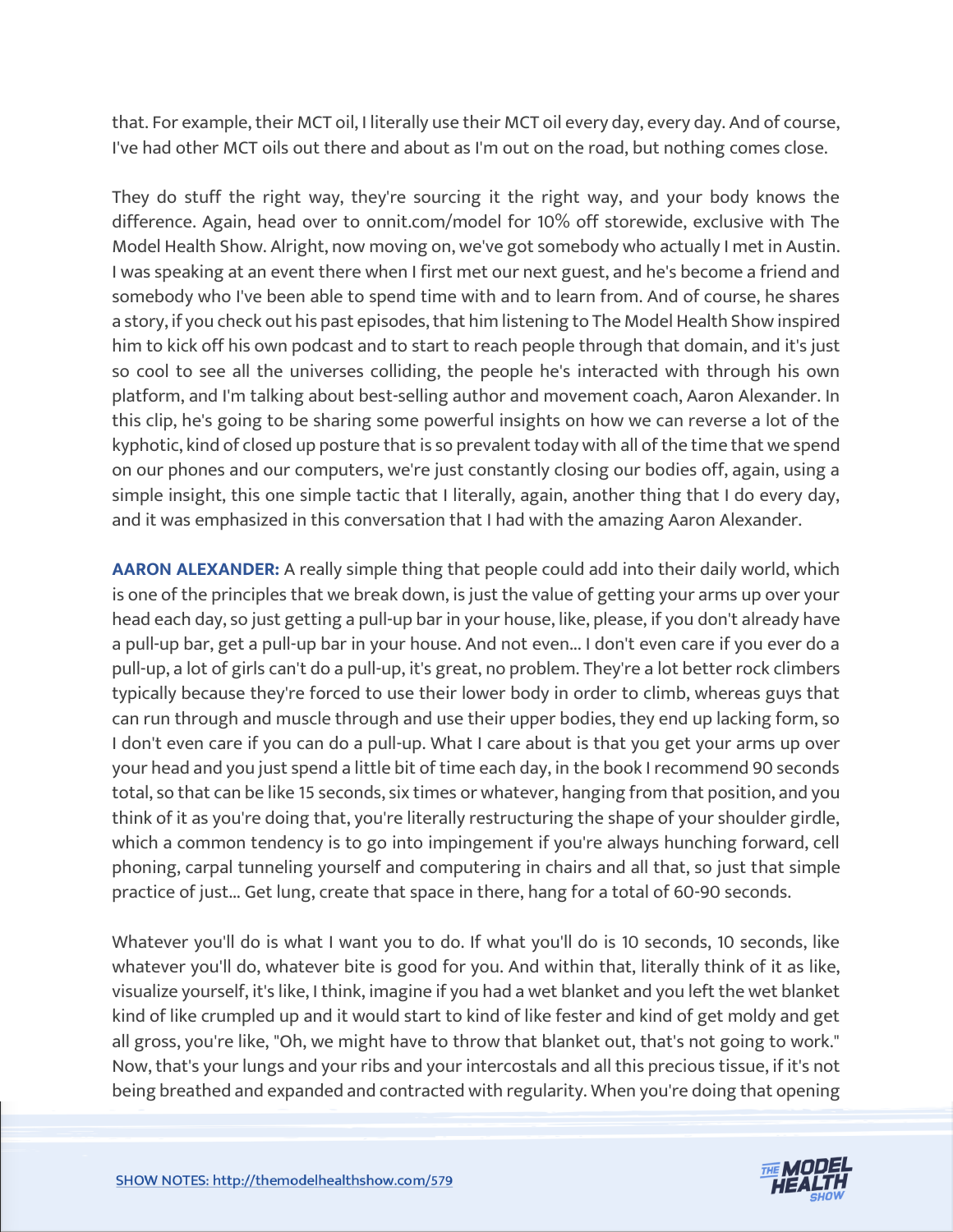that. For example, their MCT oil, I literally use their MCT oil every day, every day. And of course, I've had other MCT oils out there and about as I'm out on the road, but nothing comes close.

They do stuff the right way, they're sourcing it the right way, and your body knows the difference. Again, head over to onnit.com/model for 10% off storewide, exclusive with The Model Health Show. Alright, now moving on, we've got somebody who actually I met in Austin. I was speaking at an event there when I first met our next guest, and he's become a friend and somebody who I've been able to spend time with and to learn from. And of course, he shares a story, if you check out his past episodes, that him listening to The Model Health Show inspired him to kick off his own podcast and to start to reach people through that domain, and it's just so cool to see all the universes colliding, the people he's interacted with through his own platform, and I'm talking about best-selling author and movement coach, Aaron Alexander. In this clip, he's going to be sharing some powerful insights on how we can reverse a lot of the kyphotic, kind of closed up posture that is so prevalent today with all of the time that we spend on our phones and our computers, we're just constantly closing our bodies off, again, using a simple insight, this one simple tactic that I literally, again, another thing that I do every day, and it was emphasized in this conversation that I had with the amazing Aaron Alexander.

**AARON ALEXANDER:** A really simple thing that people could add into their daily world, which is one of the principles that we break down, is just the value of getting your arms up over your head each day, so just getting a pull-up bar in your house, like, please, if you don't already have a pull-up bar, get a pull-up bar in your house. And not even... I don't even care if you ever do a pull-up, a lot of girls can't do a pull-up, it's great, no problem. They're a lot better rock climbers typically because they're forced to use their lower body in order to climb, whereas guys that can run through and muscle through and use their upper bodies, they end up lacking form, so I don't even care if you can do a pull-up. What I care about is that you get your arms up over your head and you just spend a little bit of time each day, in the book I recommend 90 seconds total, so that can be like 15 seconds, six times or whatever, hanging from that position, and you think of it as you're doing that, you're literally restructuring the shape of your shoulder girdle, which a common tendency is to go into impingement if you're always hunching forward, cell phoning, carpal tunneling yourself and computering in chairs and all that, so just that simple practice of just... Get lung, create that space in there, hang for a total of 60-90 seconds.

Whatever you'll do is what I want you to do. If what you'll do is 10 seconds, 10 seconds, like whatever you'll do, whatever bite is good for you. And within that, literally think of it as like, visualize yourself, it's like, I think, imagine if you had a wet blanket and you left the wet blanket kind of like crumpled up and it would start to kind of like fester and kind of get moldy and get all gross, you're like, "Oh, we might have to throw that blanket out, that's not going to work." Now, that's your lungs and your ribs and your intercostals and all this precious tissue, if it's not being breathed and expanded and contracted with regularity. When you're doing that opening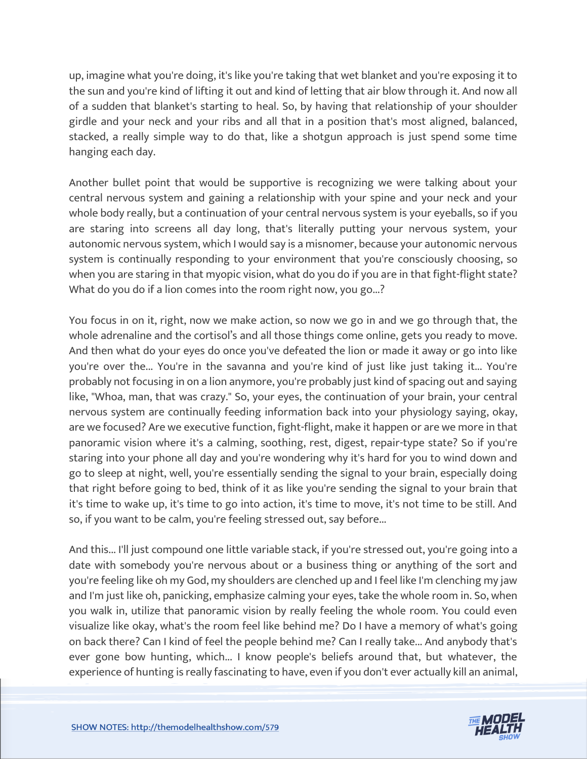up, imagine what you're doing, it's like you're taking that wet blanket and you're exposing it to the sun and you're kind of lifting it out and kind of letting that air blow through it. And now all of a sudden that blanket's starting to heal. So, by having that relationship of your shoulder girdle and your neck and your ribs and all that in a position that's most aligned, balanced, stacked, a really simple way to do that, like a shotgun approach is just spend some time hanging each day.

Another bullet point that would be supportive is recognizing we were talking about your central nervous system and gaining a relationship with your spine and your neck and your whole body really, but a continuation of your central nervous system is your eyeballs, so if you are staring into screens all day long, that's literally putting your nervous system, your autonomic nervous system, which I would say is a misnomer, because your autonomic nervous system is continually responding to your environment that you're consciously choosing, so when you are staring in that myopic vision, what do you do if you are in that fight-flight state? What do you do if a lion comes into the room right now, you go...?

You focus in on it, right, now we make action, so now we go in and we go through that, the whole adrenaline and the cortisol's and all those things come online, gets you ready to move. And then what do your eyes do once you've defeated the lion or made it away or go into like you're over the... You're in the savanna and you're kind of just like just taking it... You're probably not focusing in on a lion anymore, you're probably just kind of spacing out and saying like, "Whoa, man, that was crazy." So, your eyes, the continuation of your brain, your central nervous system are continually feeding information back into your physiology saying, okay, are we focused? Are we executive function, fight-flight, make it happen or are we more in that panoramic vision where it's a calming, soothing, rest, digest, repair-type state? So if you're staring into your phone all day and you're wondering why it's hard for you to wind down and go to sleep at night, well, you're essentially sending the signal to your brain, especially doing that right before going to bed, think of it as like you're sending the signal to your brain that it's time to wake up, it's time to go into action, it's time to move, it's not time to be still. And so, if you want to be calm, you're feeling stressed out, say before...

And this... I'll just compound one little variable stack, if you're stressed out, you're going into a date with somebody you're nervous about or a business thing or anything of the sort and you're feeling like oh my God, my shoulders are clenched up and I feel like I'm clenching my jaw and I'm just like oh, panicking, emphasize calming your eyes, take the whole room in. So, when you walk in, utilize that panoramic vision by really feeling the whole room. You could even visualize like okay, what's the room feel like behind me? Do I have a memory of what's going on back there? Can I kind of feel the people behind me? Can I really take... And anybody that's ever gone bow hunting, which... I know people's beliefs around that, but whatever, the experience of hunting is really fascinating to have, even if you don't ever actually kill an animal,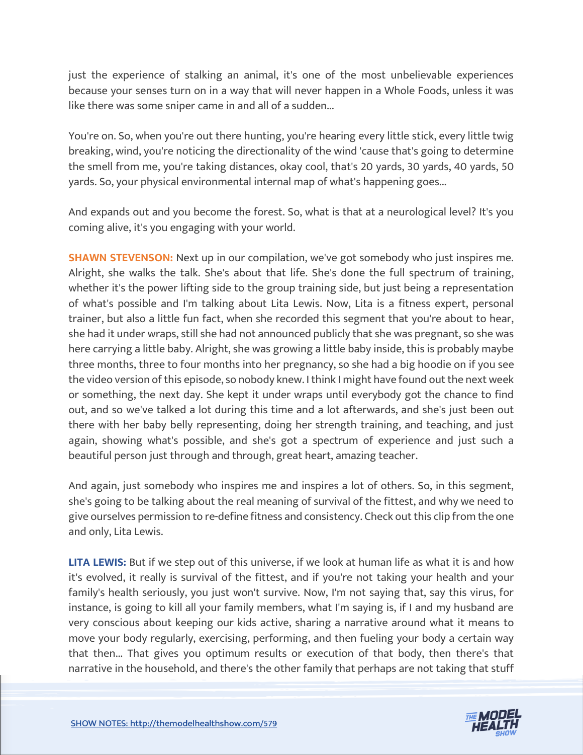just the experience of stalking an animal, it's one of the most unbelievable experiences because your senses turn on in a way that will never happen in a Whole Foods, unless it was like there was some sniper came in and all of a sudden...

You're on. So, when you're out there hunting, you're hearing every little stick, every little twig breaking, wind, you're noticing the directionality of the wind 'cause that's going to determine the smell from me, you're taking distances, okay cool, that's 20 yards, 30 yards, 40 yards, 50 yards. So, your physical environmental internal map of what's happening goes...

And expands out and you become the forest. So, what is that at a neurological level? It's you coming alive, it's you engaging with your world.

**SHAWN STEVENSON:** Next up in our compilation, we've got somebody who just inspires me. Alright, she walks the talk. She's about that life. She's done the full spectrum of training, whether it's the power lifting side to the group training side, but just being a representation of what's possible and I'm talking about Lita Lewis. Now, Lita is a fitness expert, personal trainer, but also a little fun fact, when she recorded this segment that you're about to hear, she had it under wraps, still she had not announced publicly that she was pregnant, so she was here carrying a little baby. Alright, she was growing a little baby inside, this is probably maybe three months, three to four months into her pregnancy, so she had a big hoodie on if you see the video version of this episode, so nobody knew. I think I might have found out the next week or something, the next day. She kept it under wraps until everybody got the chance to find out, and so we've talked a lot during this time and a lot afterwards, and she's just been out there with her baby belly representing, doing her strength training, and teaching, and just again, showing what's possible, and she's got a spectrum of experience and just such a beautiful person just through and through, great heart, amazing teacher.

And again, just somebody who inspires me and inspires a lot of others. So, in this segment, she's going to be talking about the real meaning of survival of the fittest, and why we need to give ourselves permission to re-define fitness and consistency. Check out this clip from the one and only, Lita Lewis.

**LITA LEWIS:** But if we step out of this universe, if we look at human life as what it is and how it's evolved, it really is survival of the fittest, and if you're not taking your health and your family's health seriously, you just won't survive. Now, I'm not saying that, say this virus, for instance, is going to kill all your family members, what I'm saying is, if I and my husband are very conscious about keeping our kids active, sharing a narrative around what it means to move your body regularly, exercising, performing, and then fueling your body a certain way that then... That gives you optimum results or execution of that body, then there's that narrative in the household, and there's the other family that perhaps are not taking that stuff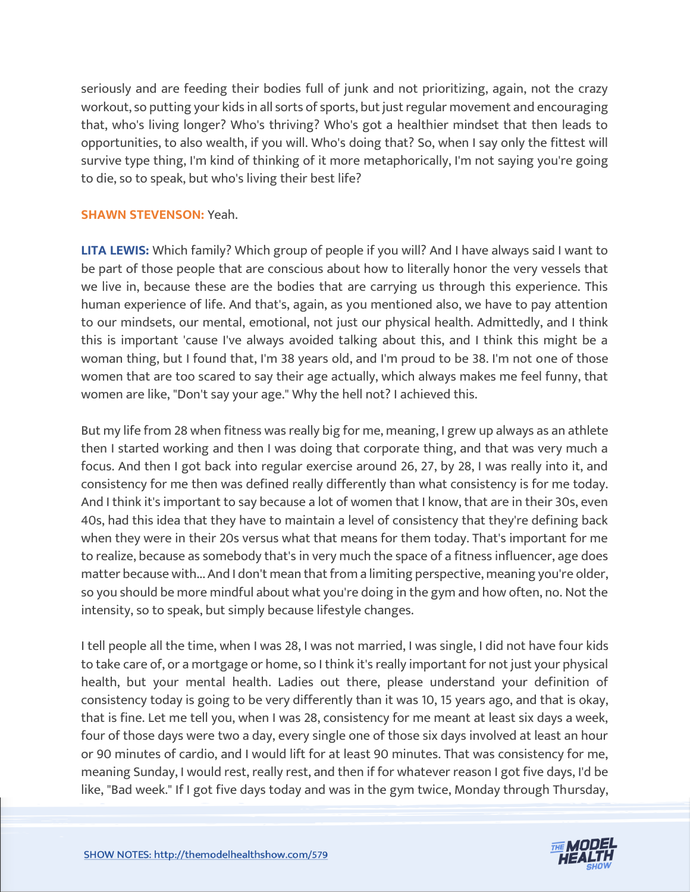seriously and are feeding their bodies full of junk and not prioritizing, again, not the crazy workout, so putting your kids in all sorts of sports, but just regular movement and encouraging that, who's living longer? Who's thriving? Who's got a healthier mindset that then leads to opportunities, to also wealth, if you will. Who's doing that? So, when I say only the fittest will survive type thing, I'm kind of thinking of it more metaphorically, I'm not saying you're going to die, so to speak, but who's living their best life?

**SHAWN STEVENSON:** Yeah.

**LITA LEWIS:** Which family? Which group of people if you will? And I have always said I want to be part of those people that are conscious about how to literally honor the very vessels that we live in, because these are the bodies that are carrying us through this experience. This human experience of life. And that's, again, as you mentioned also, we have to pay attention to our mindsets, our mental, emotional, not just our physical health. Admittedly, and I think this is important 'cause I've always avoided talking about this, and I think this might be a woman thing, but I found that, I'm 38 years old, and I'm proud to be 38. I'm not one of those women that are too scared to say their age actually, which always makes me feel funny, that women are like, "Don't say your age." Why the hell not? I achieved this.

But my life from 28 when fitness was really big for me, meaning, I grew up always as an athlete then I started working and then I was doing that corporate thing, and that was very much a focus. And then I got back into regular exercise around 26, 27, by 28, I was really into it, and consistency for me then was defined really differently than what consistency is for me today. And I think it's important to say because a lot of women that I know, that are in their 30s, even 40s, had this idea that they have to maintain a level of consistency that they're defining back when they were in their 20s versus what that means for them today. That's important for me to realize, because as somebody that's in very much the space of a fitness influencer, age does matter because with... And I don't mean that from a limiting perspective, meaning you're older, so you should be more mindful about what you're doing in the gym and how often, no. Not the intensity, so to speak, but simply because lifestyle changes.

I tell people all the time, when I was 28, I was not married, I was single, I did not have four kids to take care of, or a mortgage or home, so I think it's really important for not just your physical health, but your mental health. Ladies out there, please understand your definition of consistency today is going to be very differently than it was 10, 15 years ago, and that is okay, that is fine. Let me tell you, when I was 28, consistency for me meant at least six days a week, four of those days were two a day, every single one of those six days involved at least an hour or 90 minutes of cardio, and I would lift for at least 90 minutes. That was consistency for me, meaning Sunday, I would rest, really rest, and then if for whatever reason I got five days, I'd be like, "Bad week." If I got five days today and was in the gym twice, Monday through Thursday,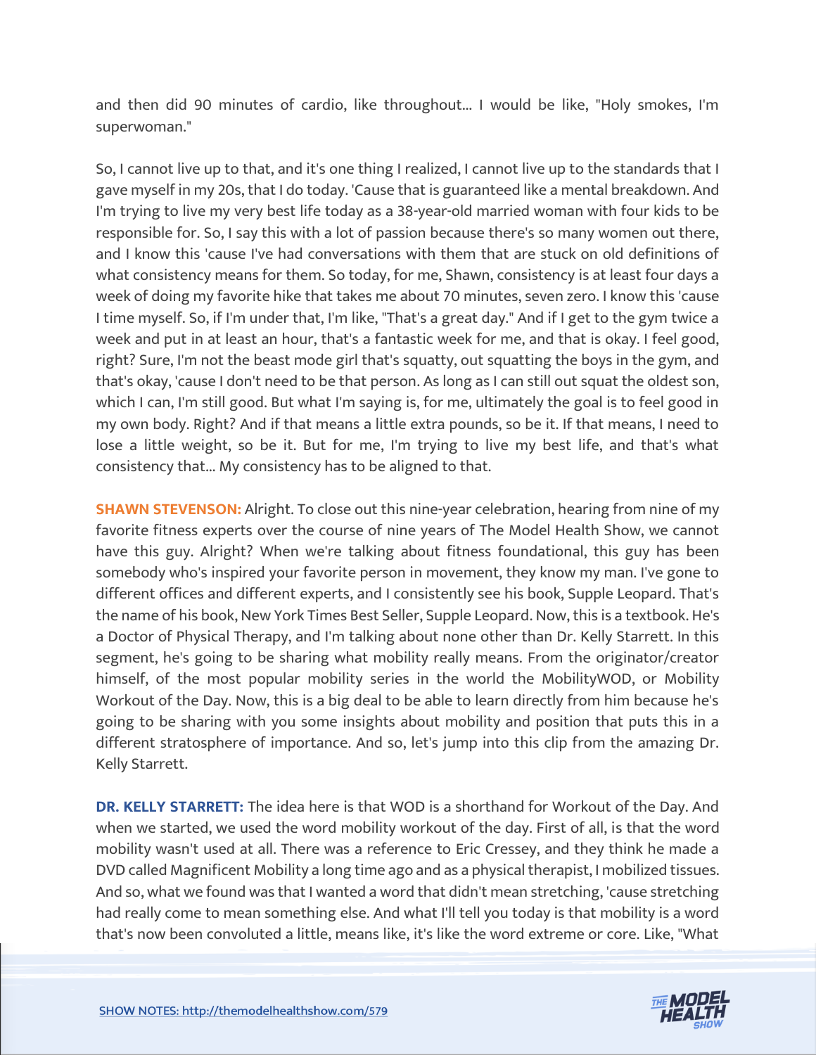and then did 90 minutes of cardio, like throughout... I would be like, "Holy smokes, I'm superwoman."

So, I cannot live up to that, and it's one thing I realized, I cannot live up to the standards that I gave myself in my 20s, that I do today. 'Cause that is guaranteed like a mental breakdown. And I'm trying to live my very best life today as a 38-year-old married woman with four kids to be responsible for. So, I say this with a lot of passion because there's so many women out there, and I know this 'cause I've had conversations with them that are stuck on old definitions of what consistency means for them. So today, for me, Shawn, consistency is at least four days a week of doing my favorite hike that takes me about 70 minutes, seven zero. I know this 'cause I time myself. So, if I'm under that, I'm like, "That's a great day." And if I get to the gym twice a week and put in at least an hour, that's a fantastic week for me, and that is okay. I feel good, right? Sure, I'm not the beast mode girl that's squatty, out squatting the boys in the gym, and that's okay, 'cause I don't need to be that person. As long as I can still out squat the oldest son, which I can, I'm still good. But what I'm saying is, for me, ultimately the goal is to feel good in my own body. Right? And if that means a little extra pounds, so be it. If that means, I need to lose a little weight, so be it. But for me, I'm trying to live my best life, and that's what consistency that... My consistency has to be aligned to that.

**SHAWN STEVENSON:** Alright. To close out this nine-year celebration, hearing from nine of my favorite fitness experts over the course of nine years of The Model Health Show, we cannot have this guy. Alright? When we're talking about fitness foundational, this guy has been somebody who's inspired your favorite person in movement, they know my man. I've gone to different offices and different experts, and I consistently see his book, Supple Leopard. That's the name of his book, New York Times Best Seller, Supple Leopard. Now, this is a textbook. He's a Doctor of Physical Therapy, and I'm talking about none other than Dr. Kelly Starrett. In this segment, he's going to be sharing what mobility really means. From the originator/creator himself, of the most popular mobility series in the world the MobilityWOD, or Mobility Workout of the Day. Now, this is a big deal to be able to learn directly from him because he's going to be sharing with you some insights about mobility and position that puts this in a different stratosphere of importance. And so, let's jump into this clip from the amazing Dr. Kelly Starrett.

**DR. KELLY STARRETT:** The idea here is that WOD is a shorthand for Workout of the Day. And when we started, we used the word mobility workout of the day. First of all, is that the word mobility wasn't used at all. There was a reference to Eric Cressey, and they think he made a DVD called Magnificent Mobility a long time ago and as a physical therapist, I mobilized tissues. And so, what we found was that I wanted a word that didn't mean stretching, 'cause stretching had really come to mean something else. And what I'll tell you today is that mobility is a word that's now been convoluted a little, means like, it's like the word extreme or core. Like, "What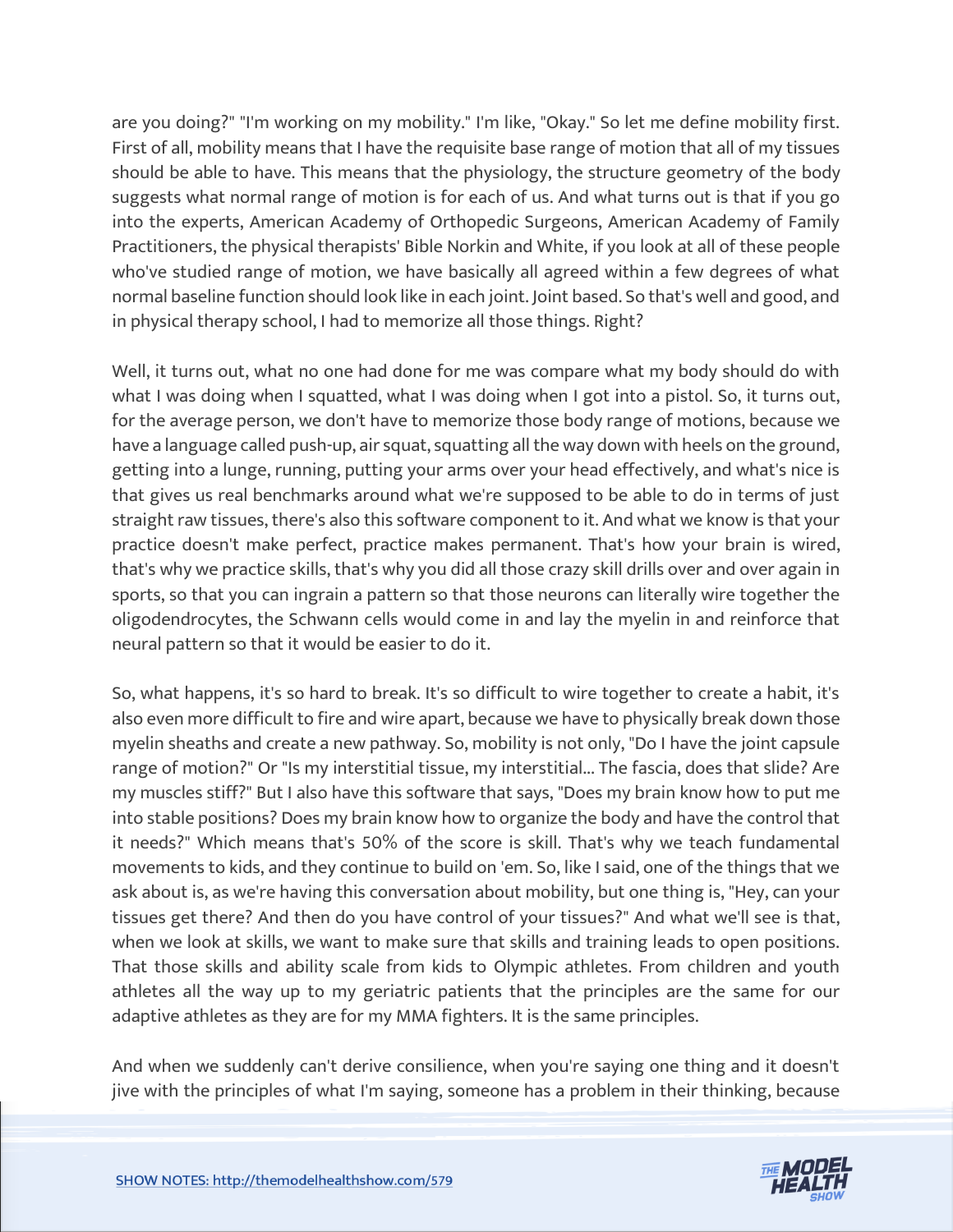are you doing?" "I'm working on my mobility." I'm like, "Okay." So let me define mobility first. First of all, mobility means that I have the requisite base range of motion that all of my tissues should be able to have. This means that the physiology, the structure geometry of the body suggests what normal range of motion is for each of us. And what turns out is that if you go into the experts, American Academy of Orthopedic Surgeons, American Academy of Family Practitioners, the physical therapists' Bible Norkin and White, if you look at all of these people who've studied range of motion, we have basically all agreed within a few degrees of what normal baseline function should look like in each joint. Joint based. So that's well and good, and in physical therapy school, I had to memorize all those things. Right?

Well, it turns out, what no one had done for me was compare what my body should do with what I was doing when I squatted, what I was doing when I got into a pistol. So, it turns out, for the average person, we don't have to memorize those body range of motions, because we have a language called push-up, air squat, squatting all the way down with heels on the ground, getting into a lunge, running, putting your arms over your head effectively, and what's nice is that gives us real benchmarks around what we're supposed to be able to do in terms of just straight raw tissues, there's also this software component to it. And what we know is that your practice doesn't make perfect, practice makes permanent. That's how your brain is wired, that's why we practice skills, that's why you did all those crazy skill drills over and over again in sports, so that you can ingrain a pattern so that those neurons can literally wire together the oligodendrocytes, the Schwann cells would come in and lay the myelin in and reinforce that neural pattern so that it would be easier to do it.

So, what happens, it's so hard to break. It's so difficult to wire together to create a habit, it's also even more difficult to fire and wire apart, because we have to physically break down those myelin sheaths and create a new pathway. So, mobility is not only, "Do I have the joint capsule range of motion?" Or "Is my interstitial tissue, my interstitial... The fascia, does that slide? Are my muscles stiff?" But I also have this software that says, "Does my brain know how to put me into stable positions? Does my brain know how to organize the body and have the control that it needs?" Which means that's 50% of the score is skill. That's why we teach fundamental movements to kids, and they continue to build on 'em. So, like I said, one of the things that we ask about is, as we're having this conversation about mobility, but one thing is, "Hey, can your tissues get there? And then do you have control of your tissues?" And what we'll see is that, when we look at skills, we want to make sure that skills and training leads to open positions. That those skills and ability scale from kids to Olympic athletes. From children and youth athletes all the way up to my geriatric patients that the principles are the same for our adaptive athletes as they are for my MMA fighters. It is the same principles.

And when we suddenly can't derive consilience, when you're saying one thing and it doesn't jive with the principles of what I'm saying, someone has a problem in their thinking, because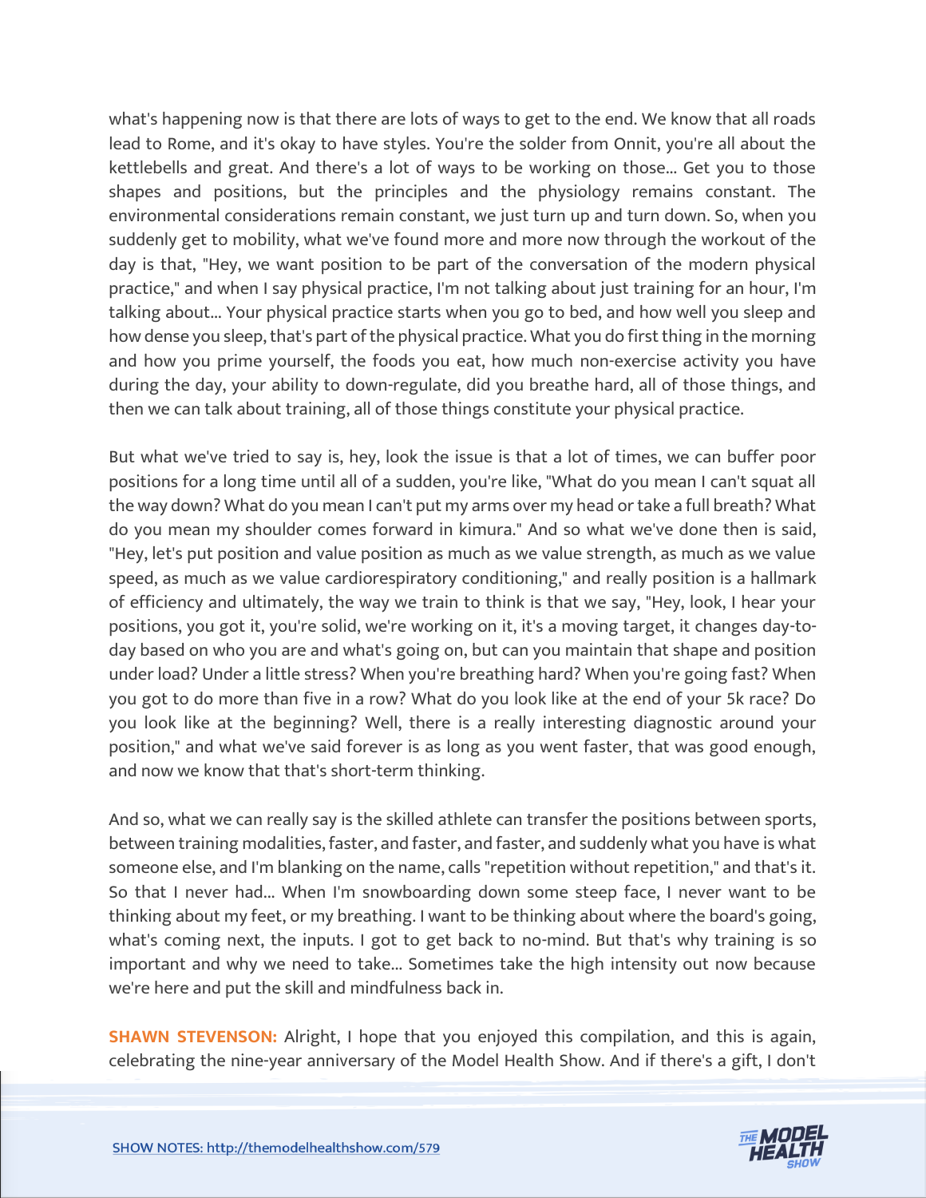what's happening now is that there are lots of ways to get to the end. We know that all roads lead to Rome, and it's okay to have styles. You're the solder from Onnit, you're all about the kettlebells and great. And there's a lot of ways to be working on those... Get you to those shapes and positions, but the principles and the physiology remains constant. The environmental considerations remain constant, we just turn up and turn down. So, when you suddenly get to mobility, what we've found more and more now through the workout of the day is that, "Hey, we want position to be part of the conversation of the modern physical practice," and when I say physical practice, I'm not talking about just training for an hour, I'm talking about... Your physical practice starts when you go to bed, and how well you sleep and how dense you sleep, that's part of the physical practice. What you do first thing in the morning and how you prime yourself, the foods you eat, how much non-exercise activity you have during the day, your ability to down-regulate, did you breathe hard, all of those things, and then we can talk about training, all of those things constitute your physical practice.

But what we've tried to say is, hey, look the issue is that a lot of times, we can buffer poor positions for a long time until all of a sudden, you're like, "What do you mean I can't squat all the way down? What do you mean I can't put my arms over my head or take a full breath? What do you mean my shoulder comes forward in kimura." And so what we've done then is said, "Hey, let's put position and value position as much as we value strength, as much as we value speed, as much as we value cardiorespiratory conditioning," and really position is a hallmark of efficiency and ultimately, the way we train to think is that we say, "Hey, look, I hear your positions, you got it, you're solid, we're working on it, it's a moving target, it changes day-to-day based on who you are and what's going on, but can you maintain that shape and position under load? Under a little stress? When you're breathing hard? When you're going fast? When you got to do more than five in a row? What do you look like at the end of your 5k race? Do you look like at the beginning? Well, there is a really interesting diagnostic around your position," and what we've said forever is as long as you went faster, that was good enough, and now we know that that's short-term thinking.

And so, what we can really say is the skilled athlete can transfer the positions between sports, between training modalities, faster, and faster, and faster, and suddenly what you have is what someone else, and I'm blanking on the name, calls "repetition without repetition," and that's it. So that I never had... When I'm snowboarding down some steep face, I never want to be thinking about my feet, or my breathing. I want to be thinking about where the board's going, what's coming next, the inputs. I got to get back to no-mind. But that's why training is so important and why we need to take... Sometimes take the high intensity out now because we're here and put the skill and mindfulness back in.

**SHAWN STEVENSON:** Alright, I hope that you enjoyed this compilation, and this is again, celebrating the nine-year anniversary of the Model Health Show. And if there's a gift, I don't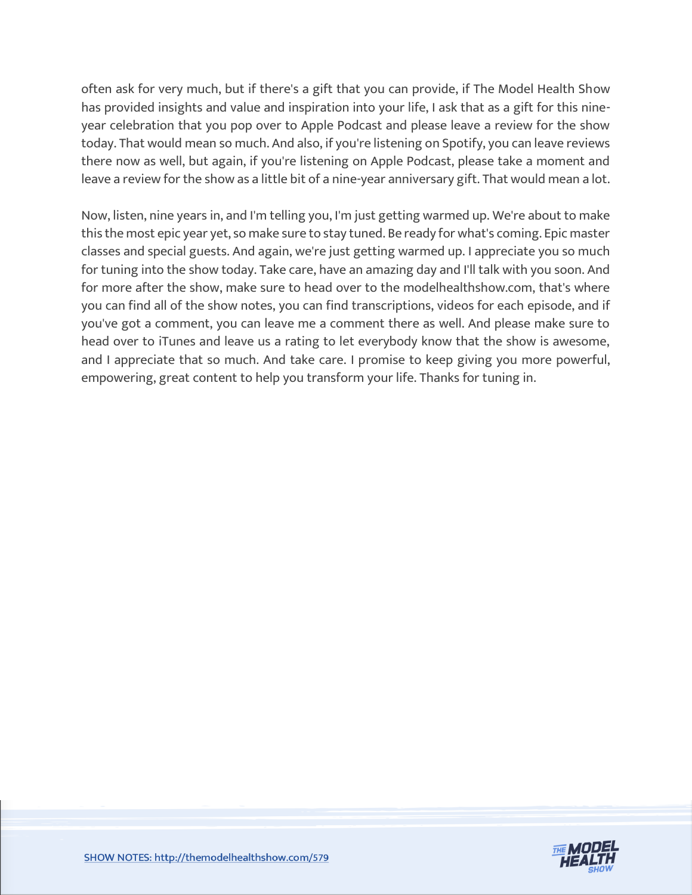often ask for very much, but if there's a gift that you can provide, if The Model Health Show has provided insights and value and inspiration into your life, I ask that as a gift for this nine-year celebration that you pop over to Apple Podcast and please leave a review for the show today. That would mean so much. And also, if you're listening on Spotify, you can leave reviews there now as well, but again, if you're listening on Apple Podcast, please take a moment and leave a review for the show as a little bit of a nine-year anniversary gift. That would mean a lot.

Now, listen, nine years in, and I'm telling you, I'm just getting warmed up. We're about to make this the most epic year yet, so make sure to stay tuned. Be ready for what's coming. Epic master classes and special guests. And again, we're just getting warmed up. I appreciate you so much for tuning into the show today. Take care, have an amazing day and I'll talk with you soon. And for more after the show, make sure to head over to the modelhealthshow.com, that's where you can find all of the show notes, you can find transcriptions, videos for each episode, and if you've got a comment, you can leave me a comment there as well. And please make sure to head over to iTunes and leave us a rating to let everybody know that the show is awesome, and I appreciate that so much. And take care. I promise to keep giving you more powerful, empowering, great content to help you transform your life. Thanks for tuning in.